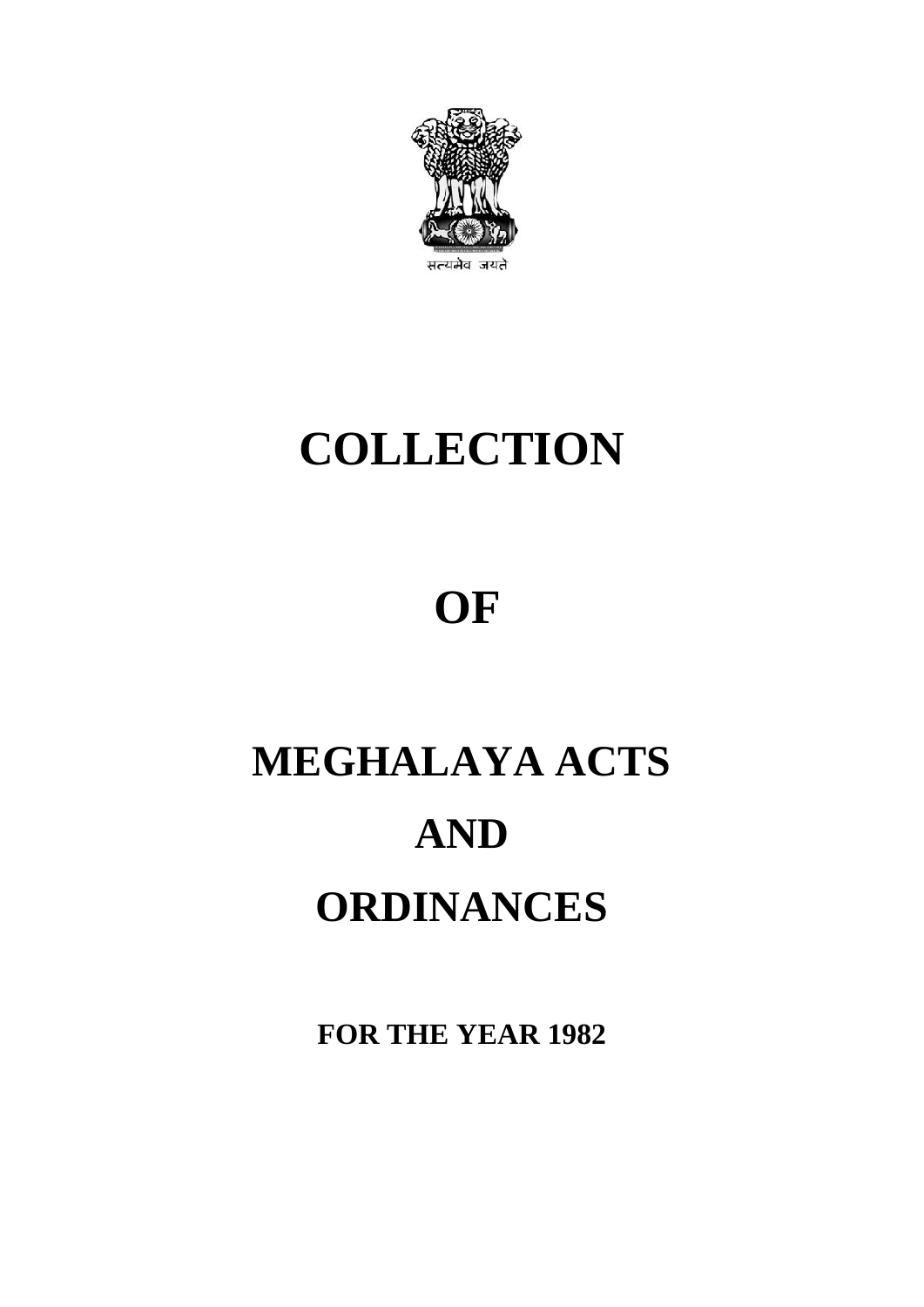सत्यमेव जयते

# COLLECTION

# OF

# MEGHALAYA ACTS

# AND

# ORDINANCES

**FOR THE YEAR 1982**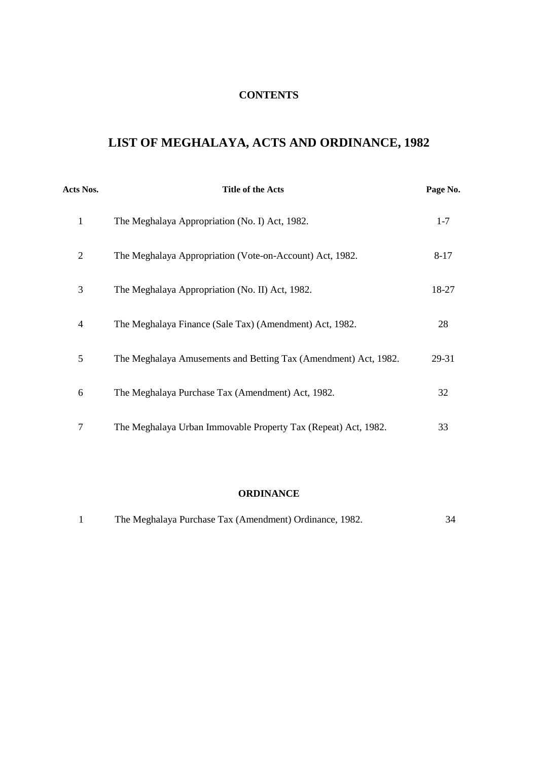**CONTENTS**

# LIST OF MEGHALAYA, ACTS AND ORDINANCE, 1982

| Acts Nos. | Title of the Acts | Page No. |
|---|---|---|
| 1 | The Meghalaya Appropriation (No. I) Act, 1982. | 1-7 |
| 2 | The Meghalaya Appropriation (Vote-on-Account) Act, 1982. | 8-17 |
| 3 | The Meghalaya Appropriation (No. II) Act, 1982. | 18-27 |
| 4 | The Meghalaya Finance (Sale Tax) (Amendment) Act, 1982. | 28 |
| 5 | The Meghalaya Amusements and Betting Tax (Amendment) Act, 1982. | 29-31 |
| 6 | The Meghalaya Purchase Tax (Amendment) Act, 1982. | 32 |
| 7 | The Meghalaya Urban Immovable Property Tax (Repeat) Act, 1982. | 33 |

**ORDINANCE**

| | | |
|---|---|---|
| 1 | The Meghalaya Purchase Tax (Amendment) Ordinance, 1982. | 34 |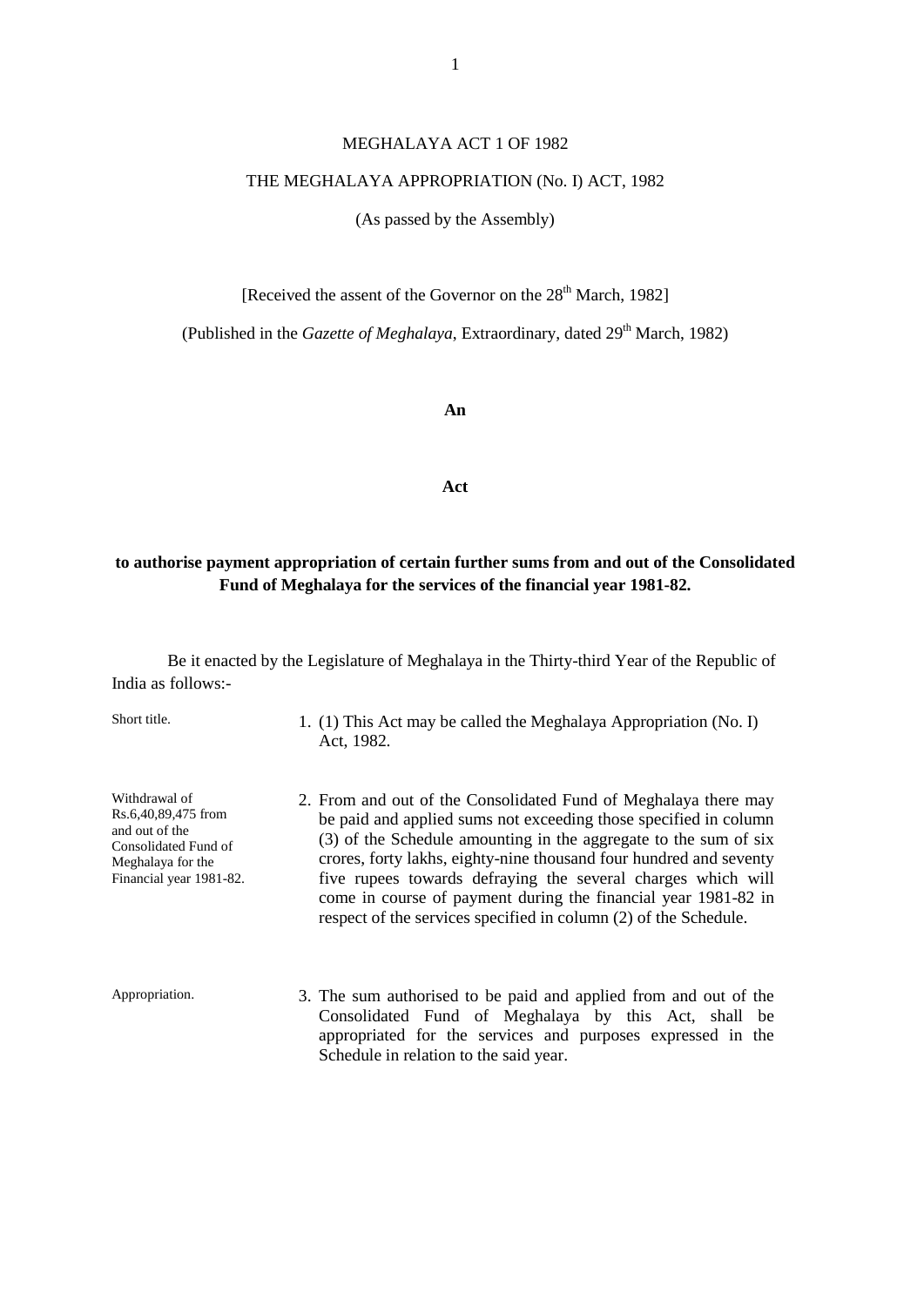MEGHALAYA ACT 1 OF 1982

THE MEGHALAYA APPROPRIATION (No. I) ACT, 1982

(As passed by the Assembly)

[Received the assent of the Governor on the 28th March, 1982]

(Published in the *Gazette of Meghalaya*, Extraordinary, dated 29th March, 1982)

**An**

**Act**

**to authorise payment appropriation of certain further sums from and out of the Consolidated Fund of Meghalaya for the services of the financial year 1981-82.**

Be it enacted by the Legislature of Meghalaya in the Thirty-third Year of the Republic of India as follows:-

Short title.

1. (1) This Act may be called the Meghalaya Appropriation (No. I) Act, 1982.

Withdrawal of Rs.6,40,89,475 from and out of the Consolidated Fund of Meghalaya for the Financial year 1981-82.

2. From and out of the Consolidated Fund of Meghalaya there may be paid and applied sums not exceeding those specified in column (3) of the Schedule amounting in the aggregate to the sum of six crores, forty lakhs, eighty-nine thousand four hundred and seventy five rupees towards defraying the several charges which will come in course of payment during the financial year 1981-82 in respect of the services specified in column (2) of the Schedule.

Appropriation.

3. The sum authorised to be paid and applied from and out of the Consolidated Fund of Meghalaya by this Act, shall be appropriated for the services and purposes expressed in the Schedule in relation to the said year.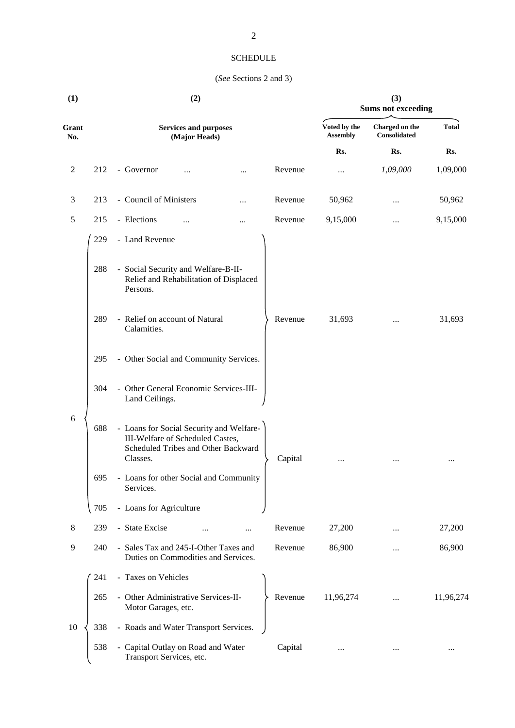## SCHEDULE

(*See* Sections 2 and 3)

| (1) | | (2) | | (3) Sums not exceeding | | |
|---|---|---|---|---|---|---|
| Grant No. | | Services and purposes (Major Heads) | | Voted by the Assembly | Charged on the Consolidated | Total |
| | | | | Rs. | Rs. | Rs. |
| 2 | 212 | - Governor ... ... | Revenue | ... | *1,09,000* | 1,09,000 |
| 3 | 213 | - Council of Ministers ... | Revenue | 50,962 | ... | 50,962 |
| 5 | 215 | - Elections ... ... | Revenue | 9,15,000 | ... | 9,15,000 |
| 6 | 229 | - Land Revenue | Revenue | 31,693 | ... | 31,693 |
| | 288 | - Social Security and Welfare-B-II-Relief and Rehabilitation of Displaced Persons. | | | | |
| | 289 | - Relief on account of Natural Calamities. | | | | |
| | 295 | - Other Social and Community Services. | | | | |
| | 304 | - Other General Economic Services-III-Land Ceilings. | | | | |
| | 688 | - Loans for Social Security and Welfare-III-Welfare of Scheduled Castes, Scheduled Tribes and Other Backward Classes. | Capital | ... | ... | ... |
| | 695 | - Loans for other Social and Community Services. | | | | |
| | 705 | - Loans for Agriculture | | | | |
| 8 | 239 | - State Excise ... ... | Revenue | 27,200 | ... | 27,200 |
| 9 | 240 | - Sales Tax and 245-I-Other Taxes and Duties on Commodities and Services. | Revenue | 86,900 | ... | 86,900 |
| 10 | 241 | - Taxes on Vehicles | Revenue | 11,96,274 | ... | 11,96,274 |
| | 265 | - Other Administrative Services-II-Motor Garages, etc. | | | | |
| | 338 | - Roads and Water Transport Services. | | | | |
| | 538 | - Capital Outlay on Road and Water Transport Services, etc. | Capital | ... | ... | ... |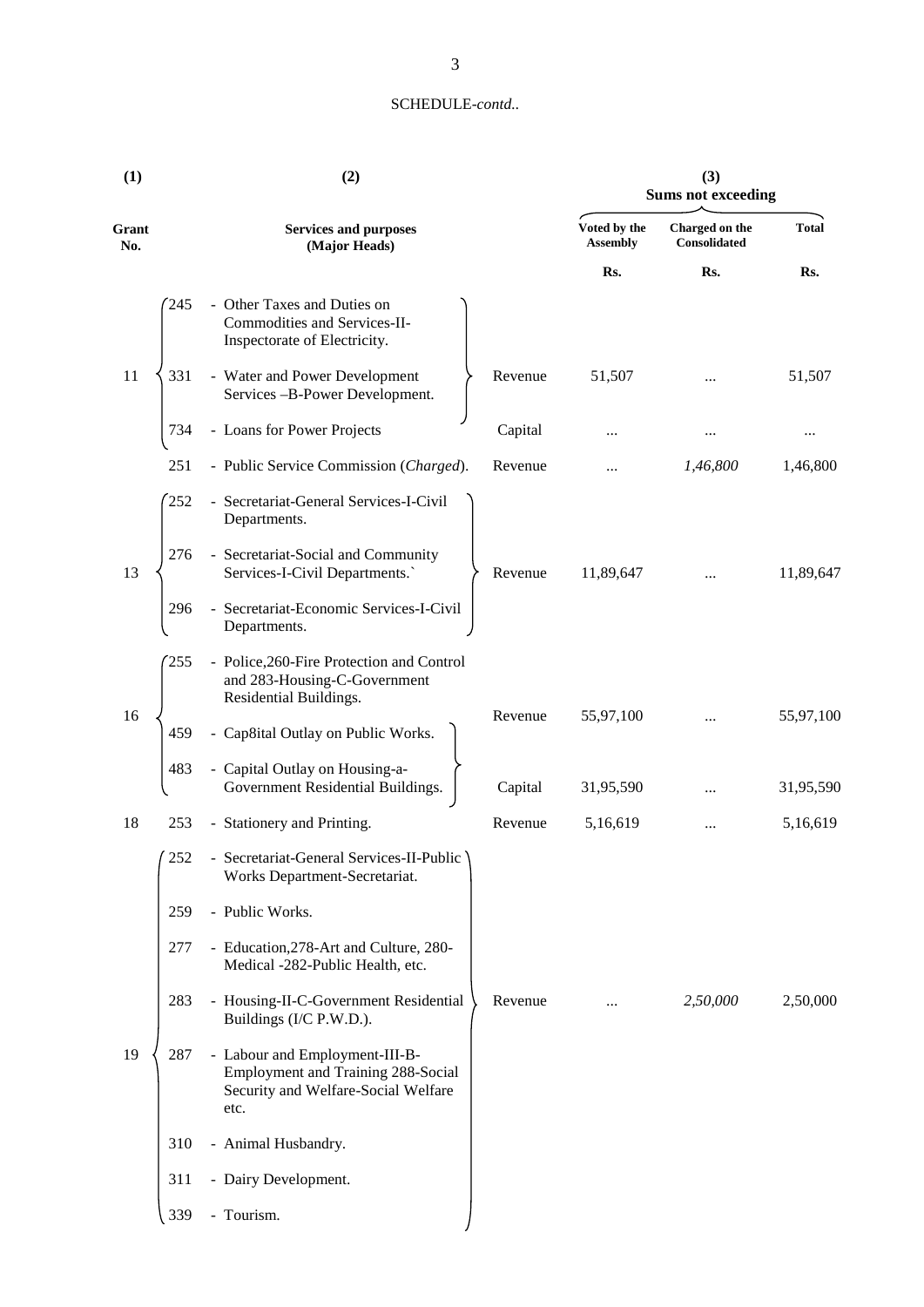SCHEDULE-*contd..*

| (1) | | (2) | | (3) Sums not exceeding | | |
|---|---|---|---|---|---|---|
| Grant No. | | Services and purposes (Major Heads) | | Voted by the Assembly | Charged on the Consolidated | Total |
| | | | | Rs. | Rs. | Rs. |
| 11 | 245 | - Other Taxes and Duties on Commodities and Services-II-Inspectorate of Electricity. | | | | |
| | 331 | - Water and Power Development Services –B-Power Development. | Revenue | 51,507 | ... | 51,507 |
| | 734 | - Loans for Power Projects | Capital | ... | ... | ... |
| | 251 | - Public Service Commission (*Charged*). | Revenue | ... | *1,46,800* | 1,46,800 |
| 13 | 252 | - Secretariat-General Services-I-Civil Departments. | | | | |
| | 276 | - Secretariat-Social and Community Services-I-Civil Departments.` | Revenue | 11,89,647 | ... | 11,89,647 |
| | 296 | - Secretariat-Economic Services-I-Civil Departments. | | | | |
| 16 | 255 | - Police,260-Fire Protection and Control and 283-Housing-C-Government Residential Buildings. | Revenue | 55,97,100 | ... | 55,97,100 |
| | 459 | - Cap8ital Outlay on Public Works. | | | | |
| | 483 | - Capital Outlay on Housing-a-Government Residential Buildings. | Capital | 31,95,590 | ... | 31,95,590 |
| 18 | 253 | - Stationery and Printing. | Revenue | 5,16,619 | ... | 5,16,619 |
| 19 | 252 | - Secretariat-General Services-II-Public Works Department-Secretariat. | | | | |
| | 259 | - Public Works. | | | | |
| | 277 | - Education,278-Art and Culture, 280-Medical -282-Public Health, etc. | | | | |
| | 283 | - Housing-II-C-Government Residential Buildings (I/C P.W.D.). | Revenue | ... | *2,50,000* | 2,50,000 |
| | 287 | - Labour and Employment-III-B-Employment and Training 288-Social Security and Welfare-Social Welfare etc. | | | | |
| | 310 | - Animal Husbandry. | | | | |
| | 311 | - Dairy Development. | | | | |
| | 339 | - Tourism. | | | | |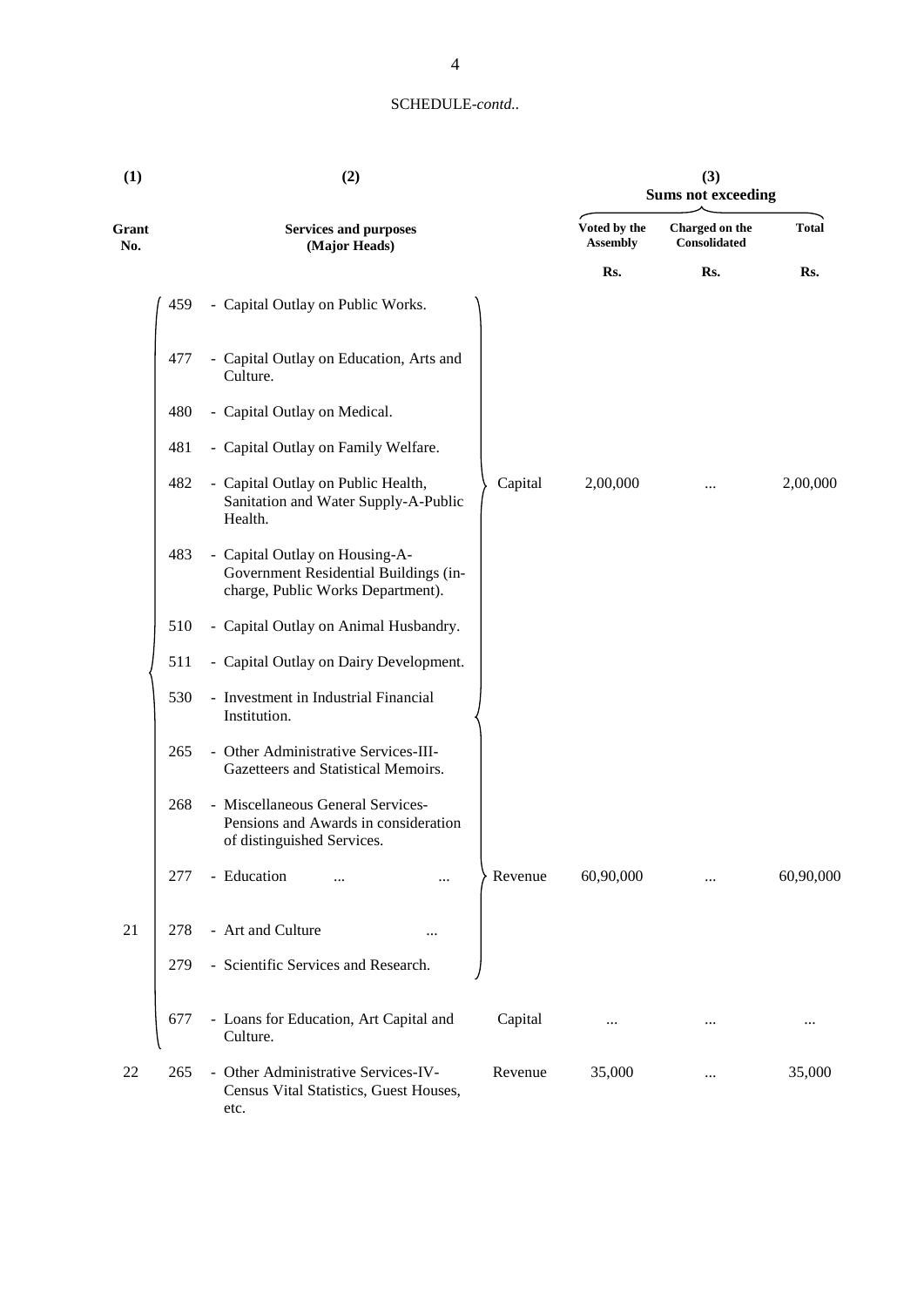SCHEDULE-*contd..*

| (1) | | (2) | | (3) Sums not exceeding | | |
|---|---|---|---|---|---|---|
| Grant No. | | Services and purposes (Major Heads) | | Voted by the Assembly | Charged on the Consolidated | Total |
| | | | | Rs. | Rs. | Rs. |
| | 459 | - Capital Outlay on Public Works. | | | | |
| | 477 | - Capital Outlay on Education, Arts and Culture. | | | | |
| | 480 | - Capital Outlay on Medical. | | | | |
| | 481 | - Capital Outlay on Family Welfare. | | | | |
| | 482 | - Capital Outlay on Public Health, Sanitation and Water Supply-A-Public Health. | Capital | 2,00,000 | ... | 2,00,000 |
| | 483 | - Capital Outlay on Housing-A-Government Residential Buildings (in-charge, Public Works Department). | | | | |
| | 510 | - Capital Outlay on Animal Husbandry. | | | | |
| | 511 | - Capital Outlay on Dairy Development. | | | | |
| | 530 | - Investment in Industrial Financial Institution. | | | | |
| | 265 | - Other Administrative Services-III-Gazetteers and Statistical Memoirs. | | | | |
| | 268 | - Miscellaneous General Services-Pensions and Awards in consideration of distinguished Services. | | | | |
| | 277 | - Education ... ... | Revenue | 60,90,000 | ... | 60,90,000 |
| 21 | 278 | - Art and Culture ... | | | | |
| | 279 | - Scientific Services and Research. | | | | |
| | 677 | - Loans for Education, Art Capital and Culture. | Capital | ... | ... | ... |
| 22 | 265 | - Other Administrative Services-IV-Census Vital Statistics, Guest Houses, etc. | Revenue | 35,000 | ... | 35,000 |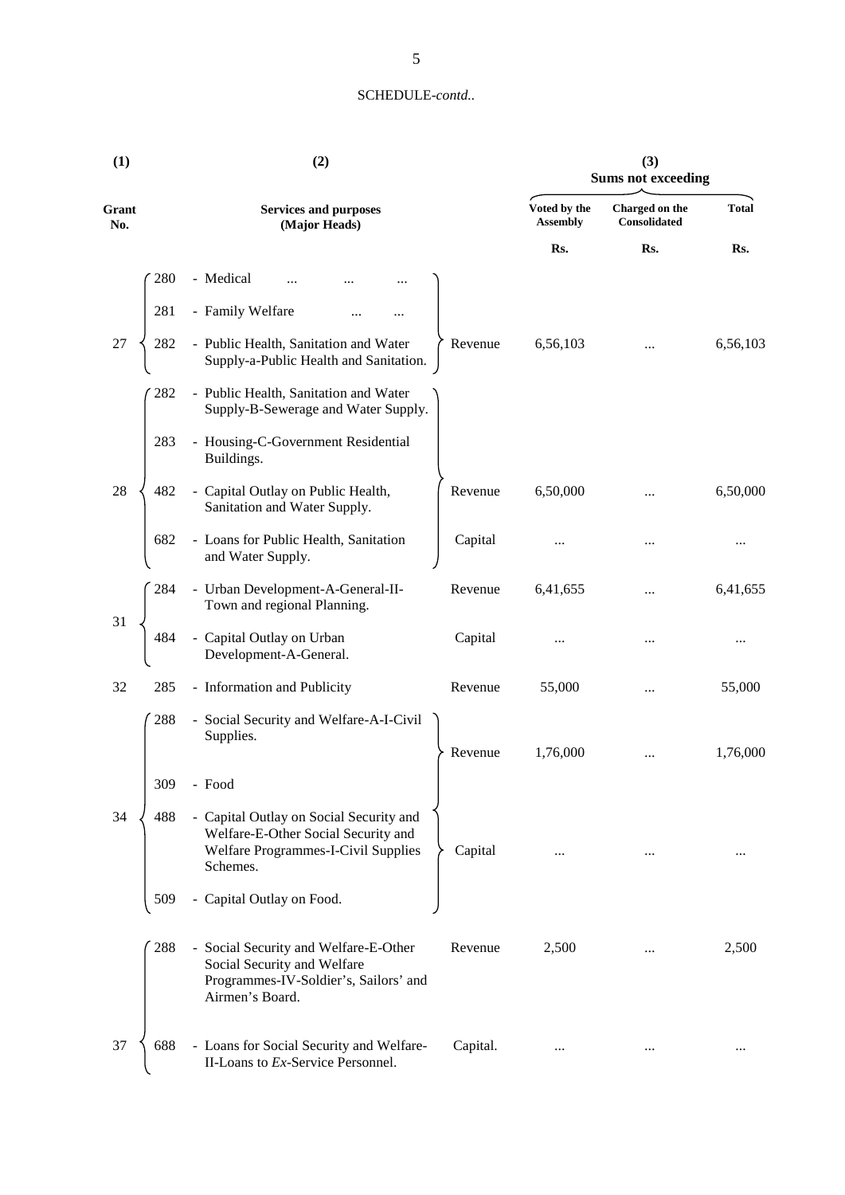SCHEDULE-*contd..*

| (1) | | (2) | | (3) Sums not exceeding | | |
|---|---|---|---|---|---|---|
| Grant No. | | Services and purposes (Major Heads) | | Voted by the Assembly | Charged on the Consolidated | Total |
| | | | | Rs. | Rs. | Rs. |
| 27 | 280 | - Medical ... ... ... | Revenue | 6,56,103 | ... | 6,56,103 |
| | 281 | - Family Welfare ... ... | | | | |
| | 282 | - Public Health, Sanitation and Water Supply-a-Public Health and Sanitation. | | | | |
| 28 | 282 | - Public Health, Sanitation and Water Supply-B-Sewerage and Water Supply. | Revenue | 6,50,000 | ... | 6,50,000 |
| | 283 | - Housing-C-Government Residential Buildings. | | | | |
| | 482 | - Capital Outlay on Public Health, Sanitation and Water Supply. | | | | |
| | 682 | - Loans for Public Health, Sanitation and Water Supply. | Capital | ... | ... | ... |
| 31 | 284 | - Urban Development-A-General-II-Town and regional Planning. | Revenue | 6,41,655 | ... | 6,41,655 |
| | 484 | - Capital Outlay on Urban Development-A-General. | Capital | ... | ... | ... |
| 32 | 285 | - Information and Publicity | Revenue | 55,000 | ... | 55,000 |
| 34 | 288 | - Social Security and Welfare-A-I-Civil Supplies. | Revenue | 1,76,000 | ... | 1,76,000 |
| | 309 | - Food | | | | |
| | 488 | - Capital Outlay on Social Security and Welfare-E-Other Social Security and Welfare Programmes-I-Civil Supplies Schemes. | Capital | ... | ... | ... |
| | 509 | - Capital Outlay on Food. | | | | |
| 37 | 288 | - Social Security and Welfare-E-Other Social Security and Welfare Programmes-IV-Soldier's, Sailors' and Airmen's Board. | Revenue | 2,500 | ... | 2,500 |
| | 688 | - Loans for Social Security and Welfare-II-Loans to *Ex*-Service Personnel. | Capital. | ... | ... | ... |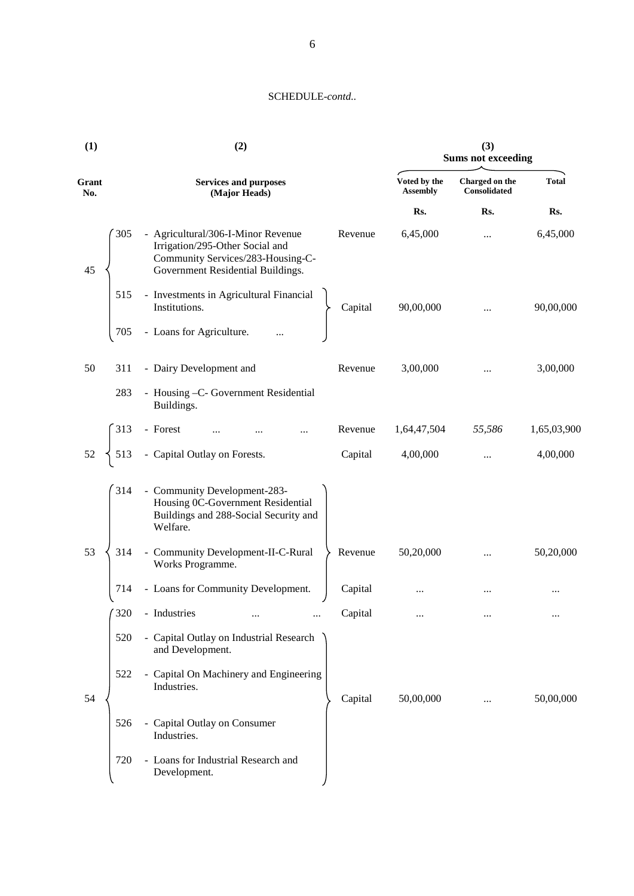SCHEDULE-*contd..*

| (1) Grant No. | | (2) Services and purposes (Major Heads) | | (3) Sums not exceeding Voted by the Assembly | Charged on the Consolidated | Total |
|---|---|---|---|---|---|---|
| | | | | Rs. | Rs. | Rs. |
| 45 | 305 | - Agricultural/306-I-Minor Revenue Irrigation/295-Other Social and Community Services/283-Housing-C-Government Residential Buildings. | Revenue | 6,45,000 | ... | 6,45,000 |
| | 515 | - Investments in Agricultural Financial Institutions. | Capital | 90,00,000 | ... | 90,00,000 |
| | 705 | - Loans for Agriculture. ... | | | | |
| 50 | 311 | - Dairy Development and | Revenue | 3,00,000 | ... | 3,00,000 |
| | 283 | - Housing –C- Government Residential Buildings. | | | | |
| 52 | 313 | - Forest ... ... ... | Revenue | 1,64,47,504 | *55,586* | 1,65,03,900 |
| | 513 | - Capital Outlay on Forests. | Capital | 4,00,000 | ... | 4,00,000 |
| 53 | 314 | - Community Development-283-Housing 0C-Government Residential Buildings and 288-Social Security and Welfare. | | | | |
| | 314 | - Community Development-II-C-Rural Works Programme. | Revenue | 50,20,000 | ... | 50,20,000 |
| | 714 | - Loans for Community Development. | Capital | ... | ... | ... |
| 54 | 320 | - Industries ... ... | Capital | ... | ... | ... |
| | 520 | - Capital Outlay on Industrial Research and Development. | | | | |
| | 522 | - Capital On Machinery and Engineering Industries. | Capital | 50,00,000 | ... | 50,00,000 |
| | 526 | - Capital Outlay on Consumer Industries. | | | | |
| | 720 | - Loans for Industrial Research and Development. | | | | |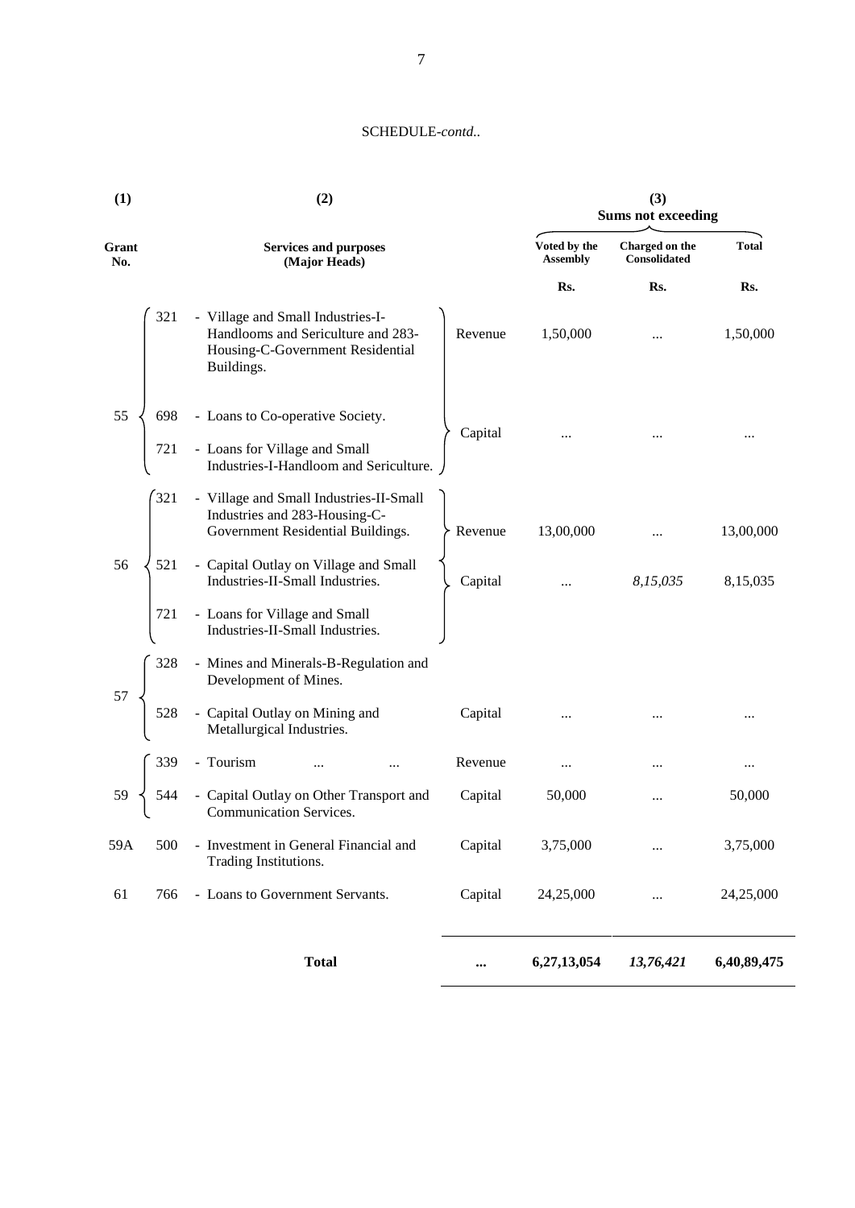SCHEDULE-*contd..*

| (1) Grant No. | | (2) Services and purposes (Major Heads) | | (3) Sums not exceeding Voted by the Assembly | Charged on the Consolidated | Total |
|---|---|---|---|---|---|---|
| | | | | Rs. | Rs. | Rs. |
| 55 | 321 | - Village and Small Industries-I-Handlooms and Sericulture and 283-Housing-C-Government Residential Buildings. | Revenue | 1,50,000 | ... | 1,50,000 |
| | 698 | - Loans to Co-operative Society. | Capital | ... | ... | ... |
| | 721 | - Loans for Village and Small Industries-I-Handloom and Sericulture. | | | | |
| 56 | 321 | - Village and Small Industries-II-Small Industries and 283-Housing-C-Government Residential Buildings. | Revenue | 13,00,000 | ... | 13,00,000 |
| | 521 | - Capital Outlay on Village and Small Industries-II-Small Industries. | Capital | ... | *8,15,035* | 8,15,035 |
| | 721 | - Loans for Village and Small Industries-II-Small Industries. | | | | |
| 57 | 328 | - Mines and Minerals-B-Regulation and Development of Mines. | | | | |
| | 528 | - Capital Outlay on Mining and Metallurgical Industries. | Capital | ... | ... | ... |
| 59 | 339 | - Tourism ... ... | Revenue | ... | ... | ... |
| | 544 | - Capital Outlay on Other Transport and Communication Services. | Capital | 50,000 | ... | 50,000 |
| 59A | 500 | - Investment in General Financial and Trading Institutions. | Capital | 3,75,000 | ... | 3,75,000 |
| 61 | 766 | - Loans to Government Servants. | Capital | 24,25,000 | ... | 24,25,000 |
| | | **Total** | **...** | **6,27,13,054** | ***13,76,421*** | **6,40,89,475** |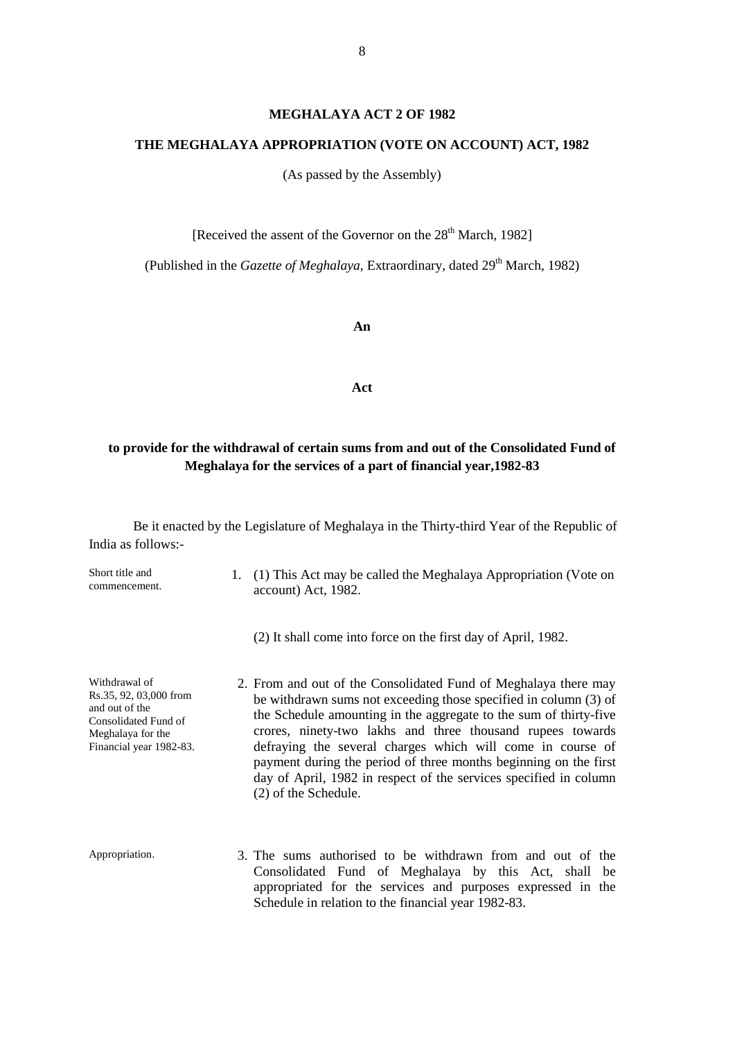# MEGHALAYA ACT 2 OF 1982

## THE MEGHALAYA APPROPRIATION (VOTE ON ACCOUNT) ACT, 1982

(As passed by the Assembly)

[Received the assent of the Governor on the 28th March, 1982]

(Published in the *Gazette of Meghalaya*, Extraordinary, dated 29th March, 1982)

**An**

**Act**

**to provide for the withdrawal of certain sums from and out of the Consolidated Fund of Meghalaya for the services of a part of financial year,1982-83**

Be it enacted by the Legislature of Meghalaya in the Thirty-third Year of the Republic of India as follows:-

Short title and commencement.

1. (1) This Act may be called the Meghalaya Appropriation (Vote on account) Act, 1982.

   (2) It shall come into force on the first day of April, 1982.

Withdrawal of Rs.35, 92, 03,000 from and out of the Consolidated Fund of Meghalaya for the Financial year 1982-83.

2. From and out of the Consolidated Fund of Meghalaya there may be withdrawn sums not exceeding those specified in column (3) of the Schedule amounting in the aggregate to the sum of thirty-five crores, ninety-two lakhs and three thousand rupees towards defraying the several charges which will come in course of payment during the period of three months beginning on the first day of April, 1982 in respect of the services specified in column (2) of the Schedule.

Appropriation.

3. The sums authorised to be withdrawn from and out of the Consolidated Fund of Meghalaya by this Act, shall be appropriated for the services and purposes expressed in the Schedule in relation to the financial year 1982-83.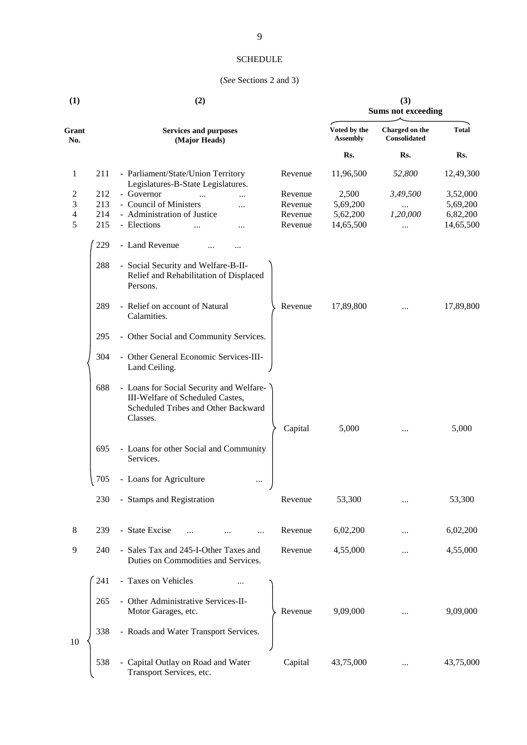SCHEDULE

(*See* Sections 2 and 3)

| (1) | (2) | | | (3) Sums not exceeding | | |
|---|---|---|---|---|---|---|
| Grant No. | Services and purposes (Major Heads) | | | Voted by the Assembly | Charged on the Consolidated | Total |
| | | | | Rs. | Rs. | Rs. |
| 1 | 211 | - Parliament/State/Union Territory Legislatures-B-State Legislatures. | Revenue | 11,96,500 | *52,800* | 12,49,300 |
| 2 | 212 | - Governor ... ... | Revenue | 2,500 | *3,49,500* | 3,52,000 |
| 3 | 213 | - Council of Ministers ... | Revenue | 5,69,200 | ... | 5,69,200 |
| 4 | 214 | - Administration of Justice | Revenue | 5,62,200 | *1,20,000* | 6,82,200 |
| 5 | 215 | - Elections ... ... | Revenue | 14,65,500 | ... | 14,65,500 |
| | 229 | - Land Revenue ... ... | | | | |
| | 288 | - Social Security and Welfare-B-II-Relief and Rehabilitation of Displaced Persons. | | | | |
| | 289 | - Relief on account of Natural Calamities. | Revenue | 17,89,800 | ... | 17,89,800 |
| | 295 | - Other Social and Community Services. | | | | |
| | 304 | - Other General Economic Services-III-Land Ceiling. | | | | |
| | 688 | - Loans for Social Security and Welfare-III-Welfare of Scheduled Castes, Scheduled Tribes and Other Backward Classes. | | | | |
| | | | Capital | 5,000 | ... | 5,000 |
| | 695 | - Loans for other Social and Community Services. | | | | |
| | 705 | - Loans for Agriculture ... | | | | |
| | 230 | - Stamps and Registration | Revenue | 53,300 | ... | 53,300 |
| 8 | 239 | - State Excise ... ... ... | Revenue | 6,02,200 | ... | 6,02,200 |
| 9 | 240 | - Sales Tax and 245-I-Other Taxes and Duties on Commodities and Services. | Revenue | 4,55,000 | ... | 4,55,000 |
| | 241 | - Taxes on Vehicles ... | | | | |
| | 265 | - Other Administrative Services-II-Motor Garages, etc. | Revenue | 9,09,000 | ... | 9,09,000 |
| 10 | 338 | - Roads and Water Transport Services. | | | | |
| | 538 | - Capital Outlay on Road and Water Transport Services, etc. | Capital | 43,75,000 | ... | 43,75,000 |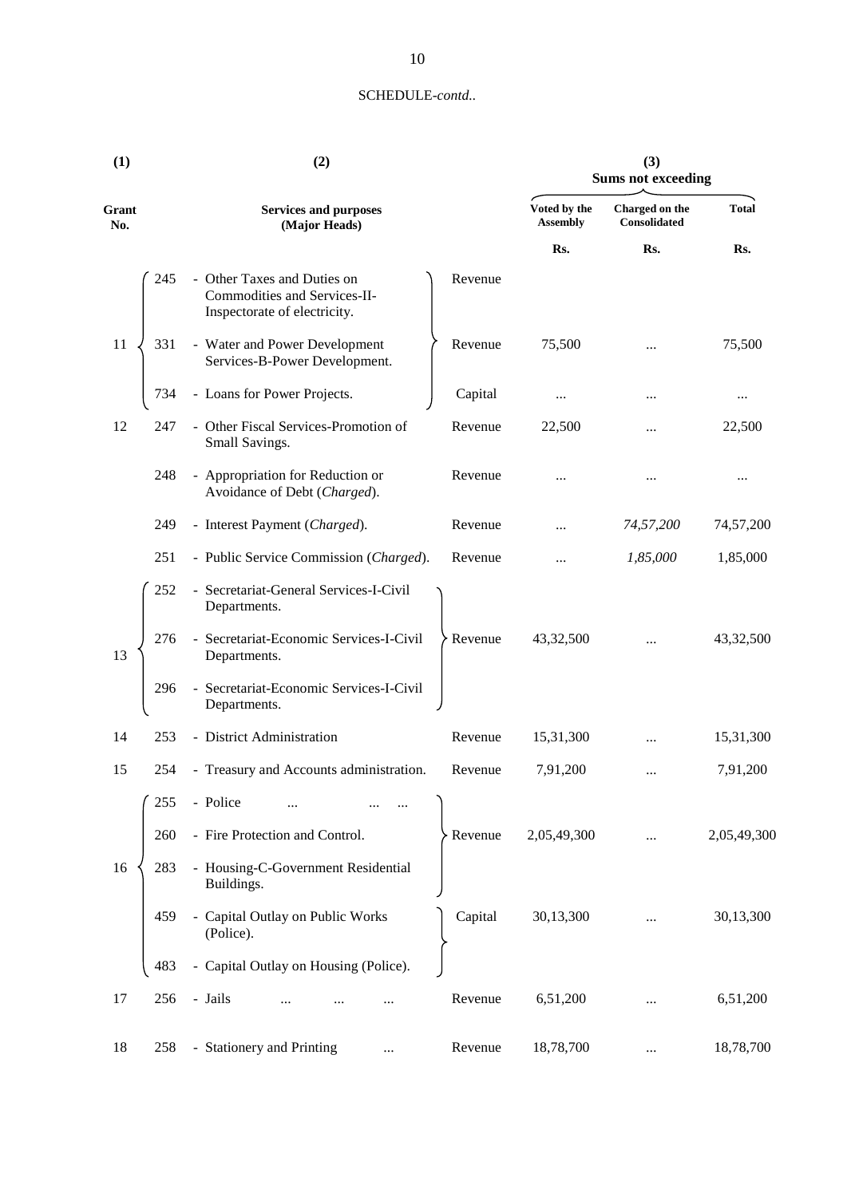SCHEDULE-*contd..*

| (1) | | (2) | | (3) Sums not exceeding | | |
|---|---|---|---|---|---|---|
| Grant No. | | Services and purposes (Major Heads) | | Voted by the Assembly | Charged on the Consolidated | Total |
| | | | | Rs. | Rs. | Rs. |
| 11 | 245 | - Other Taxes and Duties on Commodities and Services-II-Inspectorate of electricity. | Revenue | | | |
| | 331 | - Water and Power Development Services-B-Power Development. | Revenue | 75,500 | ... | 75,500 |
| | 734 | - Loans for Power Projects. | Capital | ... | ... | ... |
| 12 | 247 | - Other Fiscal Services-Promotion of Small Savings. | Revenue | 22,500 | ... | 22,500 |
| | 248 | - Appropriation for Reduction or Avoidance of Debt (*Charged*). | Revenue | ... | ... | ... |
| | 249 | - Interest Payment (*Charged*). | Revenue | ... | *74,57,200* | 74,57,200 |
| | 251 | - Public Service Commission (*Charged*). | Revenue | ... | *1,85,000* | 1,85,000 |
| 13 | 252 | - Secretariat-General Services-I-Civil Departments. | Revenue | 43,32,500 | ... | 43,32,500 |
| | 276 | - Secretariat-Economic Services-I-Civil Departments. | | | | |
| | 296 | - Secretariat-Economic Services-I-Civil Departments. | | | | |
| 14 | 253 | - District Administration | Revenue | 15,31,300 | ... | 15,31,300 |
| 15 | 254 | - Treasury and Accounts administration. | Revenue | 7,91,200 | ... | 7,91,200 |
| 16 | 255 | - Police ... ... ... | Revenue | 2,05,49,300 | ... | 2,05,49,300 |
| | 260 | - Fire Protection and Control. | | | | |
| | 283 | - Housing-C-Government Residential Buildings. | | | | |
| | 459 | - Capital Outlay on Public Works (Police). | Capital | 30,13,300 | ... | 30,13,300 |
| | 483 | - Capital Outlay on Housing (Police). | | | | |
| 17 | 256 | - Jails ... ... ... | Revenue | 6,51,200 | ... | 6,51,200 |
| 18 | 258 | - Stationery and Printing ... | Revenue | 18,78,700 | ... | 18,78,700 |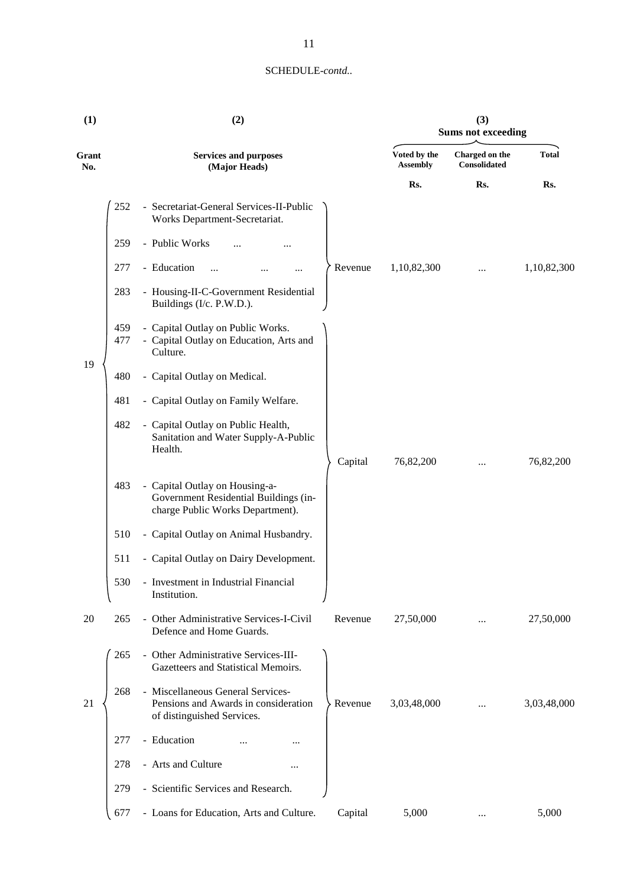SCHEDULE-*contd..*

| (1) | (2) | | | (3) Sums not exceeding | | |
|---|---|---|---|---|---|---|
| Grant No. | | Services and purposes (Major Heads) | | Voted by the Assembly | Charged on the Consolidated | Total |
| | | | | Rs. | Rs. | Rs. |
| 19 | 252 | - Secretariat-General Services-II-Public Works Department-Secretariat. | Revenue | 1,10,82,300 | ... | 1,10,82,300 |
| | 259 | - Public Works ... ... | | | | |
| | 277 | - Education ... ... ... | | | | |
| | 283 | - Housing-II-C-Government Residential Buildings (I/c. P.W.D.). | | | | |
| | 459 | - Capital Outlay on Public Works. | Capital | 76,82,200 | ... | 76,82,200 |
| | 477 | - Capital Outlay on Education, Arts and Culture. | | | | |
| | 480 | - Capital Outlay on Medical. | | | | |
| | 481 | - Capital Outlay on Family Welfare. | | | | |
| | 482 | - Capital Outlay on Public Health, Sanitation and Water Supply-A-Public Health. | | | | |
| | 483 | - Capital Outlay on Housing-a-Government Residential Buildings (in-charge Public Works Department). | | | | |
| | 510 | - Capital Outlay on Animal Husbandry. | | | | |
| | 511 | - Capital Outlay on Dairy Development. | | | | |
| | 530 | - Investment in Industrial Financial Institution. | | | | |
| 20 | 265 | - Other Administrative Services-I-Civil Defence and Home Guards. | Revenue | 27,50,000 | ... | 27,50,000 |
| 21 | 265 | - Other Administrative Services-III-Gazetteers and Statistical Memoirs. | Revenue | 3,03,48,000 | ... | 3,03,48,000 |
| | 268 | - Miscellaneous General Services-Pensions and Awards in consideration of distinguished Services. | | | | |
| | 277 | - Education ... ... | | | | |
| | 278 | - Arts and Culture ... | | | | |
| | 279 | - Scientific Services and Research. | | | | |
| | 677 | - Loans for Education, Arts and Culture. | Capital | 5,000 | ... | 5,000 |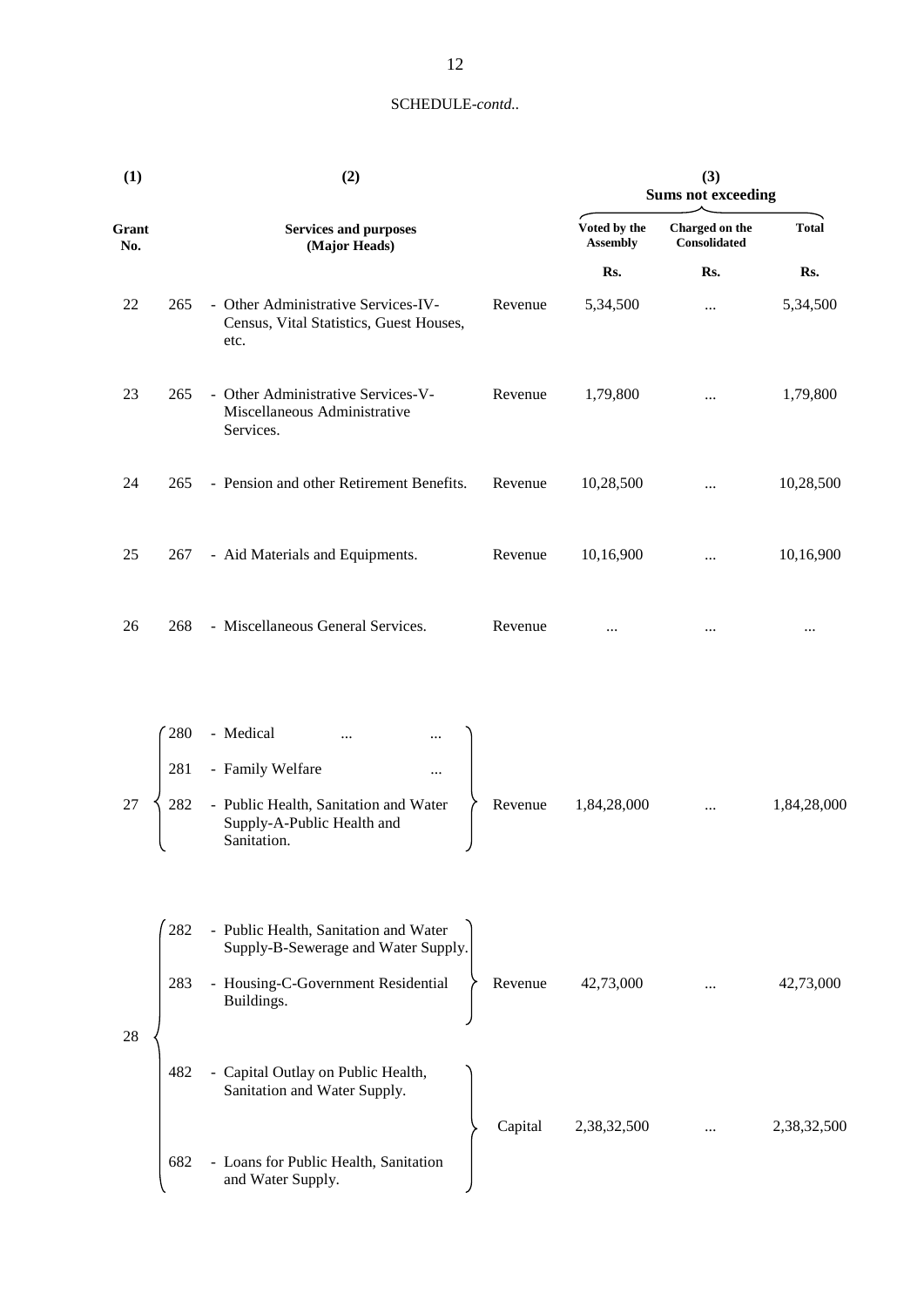SCHEDULE-*contd..*

| (1) | | (2) | | (3) Sums not exceeding | | |
|---|---|---|---|---|---|---|
| Grant No. | | Services and purposes (Major Heads) | | Voted by the Assembly | Charged on the Consolidated | Total |
| | | | | Rs. | Rs. | Rs. |
| 22 | 265 | - Other Administrative Services-IV-Census, Vital Statistics, Guest Houses, etc. | Revenue | 5,34,500 | ... | 5,34,500 |
| 23 | 265 | - Other Administrative Services-V-Miscellaneous Administrative Services. | Revenue | 1,79,800 | ... | 1,79,800 |
| 24 | 265 | - Pension and other Retirement Benefits. | Revenue | 10,28,500 | ... | 10,28,500 |
| 25 | 267 | - Aid Materials and Equipments. | Revenue | 10,16,900 | ... | 10,16,900 |
| 26 | 268 | - Miscellaneous General Services. | Revenue | ... | ... | ... |
| 27 | 280 | - Medical ... ... | Revenue | 1,84,28,000 | ... | 1,84,28,000 |
| | 281 | - Family Welfare ... | | | | |
| | 282 | - Public Health, Sanitation and Water Supply-A-Public Health and Sanitation. | | | | |
| 28 | 282 | - Public Health, Sanitation and Water Supply-B-Sewerage and Water Supply. | Revenue | 42,73,000 | ... | 42,73,000 |
| | 283 | - Housing-C-Government Residential Buildings. | | | | |
| | 482 | - Capital Outlay on Public Health, Sanitation and Water Supply. | Capital | 2,38,32,500 | ... | 2,38,32,500 |
| | 682 | - Loans for Public Health, Sanitation and Water Supply. | | | | |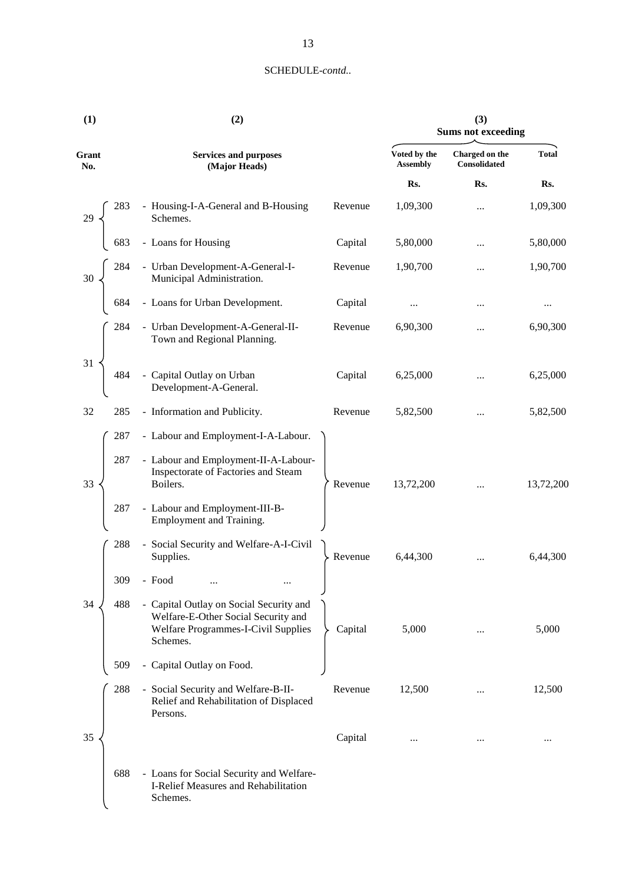SCHEDULE-*contd..*

| (1) | (2) | | | (3) Sums not exceeding | | |
|---|---|---|---|---|---|---|
| Grant No. | Services and purposes (Major Heads) | | | Voted by the Assembly | Charged on the Consolidated | Total |
| | | | | Rs. | Rs. | Rs. |
| 29 | 283 | - Housing-I-A-General and B-Housing Schemes. | Revenue | 1,09,300 | ... | 1,09,300 |
| | 683 | - Loans for Housing | Capital | 5,80,000 | ... | 5,80,000 |
| 30 | 284 | - Urban Development-A-General-I-Municipal Administration. | Revenue | 1,90,700 | ... | 1,90,700 |
| | 684 | - Loans for Urban Development. | Capital | ... | ... | ... |
| 31 | 284 | - Urban Development-A-General-II-Town and Regional Planning. | Revenue | 6,90,300 | ... | 6,90,300 |
| | 484 | - Capital Outlay on Urban Development-A-General. | Capital | 6,25,000 | ... | 6,25,000 |
| 32 | 285 | - Information and Publicity. | Revenue | 5,82,500 | ... | 5,82,500 |
| 33 | 287 | - Labour and Employment-I-A-Labour. | Revenue | 13,72,200 | ... | 13,72,200 |
| | 287 | - Labour and Employment-II-A-Labour-Inspectorate of Factories and Steam Boilers. | | | | |
| | 287 | - Labour and Employment-III-B-Employment and Training. | | | | |
| 34 | 288 | - Social Security and Welfare-A-I-Civil Supplies. | Revenue | 6,44,300 | ... | 6,44,300 |
| | 309 | - Food ... ... | | | | |
| | 488 | - Capital Outlay on Social Security and Welfare-E-Other Social Security and Welfare Programmes-I-Civil Supplies Schemes. | Capital | 5,000 | ... | 5,000 |
| | 509 | - Capital Outlay on Food. | | | | |
| 35 | 288 | - Social Security and Welfare-B-II-Relief and Rehabilitation of Displaced Persons. | Revenue | 12,500 | ... | 12,500 |
| | | | Capital | ... | ... | ... |
| | 688 | - Loans for Social Security and Welfare-I-Relief Measures and Rehabilitation Schemes. | | | | |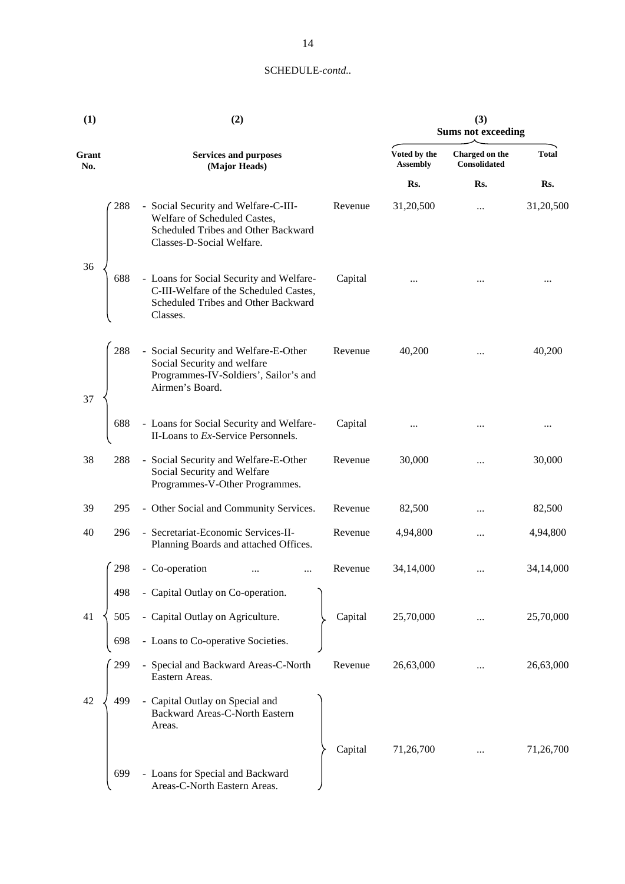SCHEDULE-*contd..*

| (1) Grant No. | (2) Services and purposes (Major Heads) | | | (3) Sums not exceeding Voted by the Assembly | Charged on the Consolidated | Total |
|---|---|---|---|---|---|---|
| | | | | Rs. | Rs. | Rs. |
| 36 | 288 | - Social Security and Welfare-C-III-Welfare of Scheduled Castes, Scheduled Tribes and Other Backward Classes-D-Social Welfare. | Revenue | 31,20,500 | ... | 31,20,500 |
| | 688 | - Loans for Social Security and Welfare-C-III-Welfare of the Scheduled Castes, Scheduled Tribes and Other Backward Classes. | Capital | ... | ... | ... |
| 37 | 288 | - Social Security and Welfare-E-Other Social Security and welfare Programmes-IV-Soldiers', Sailor's and Airmen's Board. | Revenue | 40,200 | ... | 40,200 |
| | 688 | - Loans for Social Security and Welfare-II-Loans to *Ex*-Service Personnels. | Capital | ... | ... | ... |
| 38 | 288 | - Social Security and Welfare-E-Other Social Security and Welfare Programmes-V-Other Programmes. | Revenue | 30,000 | ... | 30,000 |
| 39 | 295 | - Other Social and Community Services. | Revenue | 82,500 | ... | 82,500 |
| 40 | 296 | - Secretariat-Economic Services-II-Planning Boards and attached Offices. | Revenue | 4,94,800 | ... | 4,94,800 |
| 41 | 298 | - Co-operation ... ... | Revenue | 34,14,000 | ... | 34,14,000 |
| | 498 | - Capital Outlay on Co-operation. | | | | |
| | 505 | - Capital Outlay on Agriculture. | Capital | 25,70,000 | ... | 25,70,000 |
| | 698 | - Loans to Co-operative Societies. | | | | |
| 42 | 299 | - Special and Backward Areas-C-North Eastern Areas. | Revenue | 26,63,000 | ... | 26,63,000 |
| | 499 | - Capital Outlay on Special and Backward Areas-C-North Eastern Areas. | | | | |
| | | | Capital | 71,26,700 | ... | 71,26,700 |
| | 699 | - Loans for Special and Backward Areas-C-North Eastern Areas. | | | | |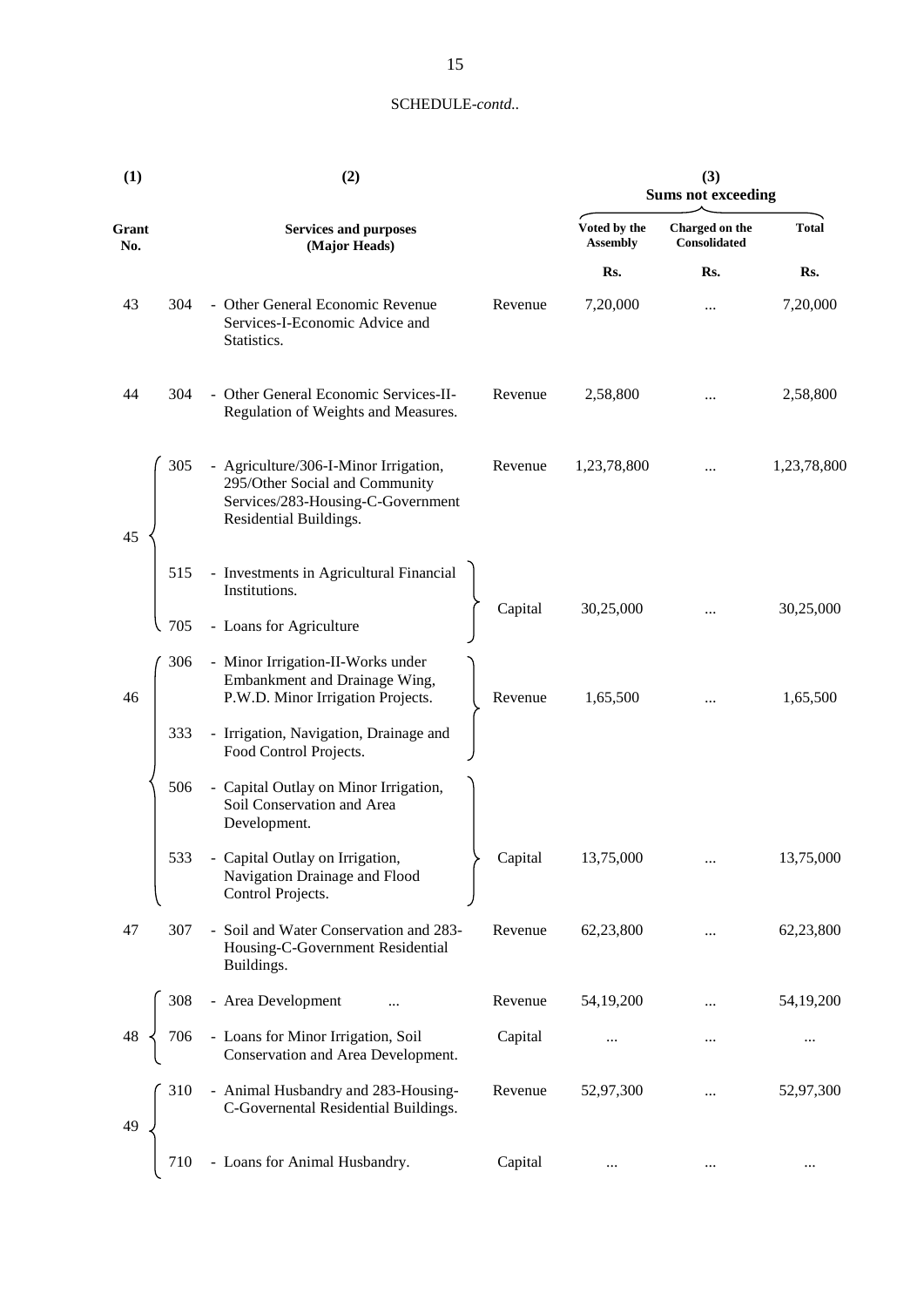SCHEDULE-*contd..*

| (1) | | (2) | | (3) Sums not exceeding | | |
|---|---|---|---|---|---|---|
| Grant No. | | Services and purposes (Major Heads) | | Voted by the Assembly | Charged on the Consolidated | Total |
| | | | | Rs. | Rs. | Rs. |
| 43 | 304 | - Other General Economic Revenue Services-I-Economic Advice and Statistics. | Revenue | 7,20,000 | ... | 7,20,000 |
| 44 | 304 | - Other General Economic Services-II-Regulation of Weights and Measures. | Revenue | 2,58,800 | ... | 2,58,800 |
| 45 | 305 | - Agriculture/306-I-Minor Irrigation, 295/Other Social and Community Services/283-Housing-C-Government Residential Buildings. | Revenue | 1,23,78,800 | ... | 1,23,78,800 |
| | 515 | - Investments in Agricultural Financial Institutions. | Capital | 30,25,000 | ... | 30,25,000 |
| | 705 | - Loans for Agriculture | | | | |
| 46 | 306 | - Minor Irrigation-II-Works under Embankment and Drainage Wing, P.W.D. Minor Irrigation Projects. | Revenue | 1,65,500 | ... | 1,65,500 |
| | 333 | - Irrigation, Navigation, Drainage and Food Control Projects. | | | | |
| | 506 | - Capital Outlay on Minor Irrigation, Soil Conservation and Area Development. | Capital | 13,75,000 | ... | 13,75,000 |
| | 533 | - Capital Outlay on Irrigation, Navigation Drainage and Flood Control Projects. | | | | |
| 47 | 307 | - Soil and Water Conservation and 283-Housing-C-Government Residential Buildings. | Revenue | 62,23,800 | ... | 62,23,800 |
| 48 | 308 | - Area Development ... | Revenue | 54,19,200 | ... | 54,19,200 |
| | 706 | - Loans for Minor Irrigation, Soil Conservation and Area Development. | Capital | ... | ... | ... |
| 49 | 310 | - Animal Husbandry and 283-Housing-C-Governental Residential Buildings. | Revenue | 52,97,300 | ... | 52,97,300 |
| | 710 | - Loans for Animal Husbandry. | Capital | ... | ... | ... |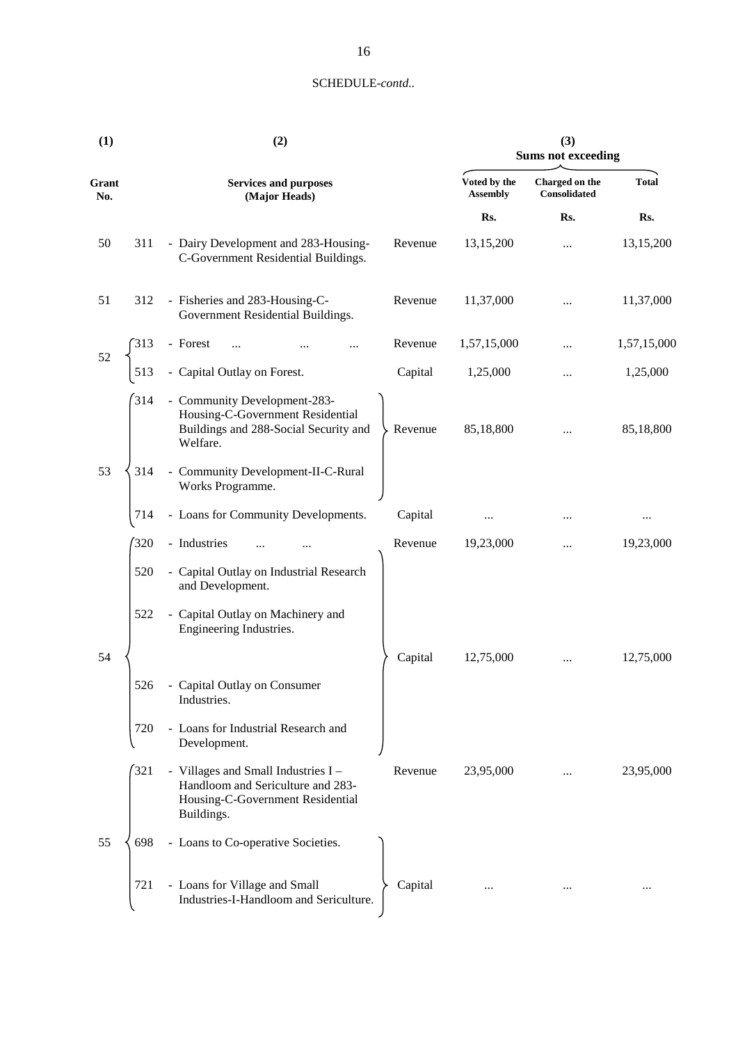SCHEDULE-*contd..*

| (1) | | (2) | | (3) | | |
|---|---|---|---|---|---|---|
| | | | | Sums not exceeding | | |
| Grant No. | | Services and purposes (Major Heads) | | Voted by the Assembly | Charged on the Consolidated | Total |
| | | | | Rs. | Rs. | Rs. |
| 50 | 311 | - Dairy Development and 283-Housing-C-Government Residential Buildings. | Revenue | 13,15,200 | ... | 13,15,200 |
| 51 | 312 | - Fisheries and 283-Housing-C-Government Residential Buildings. | Revenue | 11,37,000 | ... | 11,37,000 |
| 52 | 313 | - Forest ... ... ... | Revenue | 1,57,15,000 | ... | 1,57,15,000 |
| | 513 | - Capital Outlay on Forest. | Capital | 1,25,000 | ... | 1,25,000 |
| 53 | 314 | - Community Development-283-Housing-C-Government Residential Buildings and 288-Social Security and Welfare. | Revenue | 85,18,800 | ... | 85,18,800 |
| | 314 | - Community Development-II-C-Rural Works Programme. | | | | |
| | 714 | - Loans for Community Developments. | Capital | ... | ... | ... |
| 54 | 320 | - Industries ... ... | Revenue | 19,23,000 | ... | 19,23,000 |
| | 520 | - Capital Outlay on Industrial Research and Development. | Capital | 12,75,000 | ... | 12,75,000 |
| | 522 | - Capital Outlay on Machinery and Engineering Industries. | | | | |
| | 526 | - Capital Outlay on Consumer Industries. | | | | |
| | 720 | - Loans for Industrial Research and Development. | | | | |
| 55 | 321 | - Villages and Small Industries I – Handloom and Sericulture and 283-Housing-C-Government Residential Buildings. | Revenue | 23,95,000 | ... | 23,95,000 |
| | 698 | - Loans to Co-operative Societies. | Capital | ... | ... | ... |
| | 721 | - Loans for Village and Small Industries-I-Handloom and Sericulture. | | | | |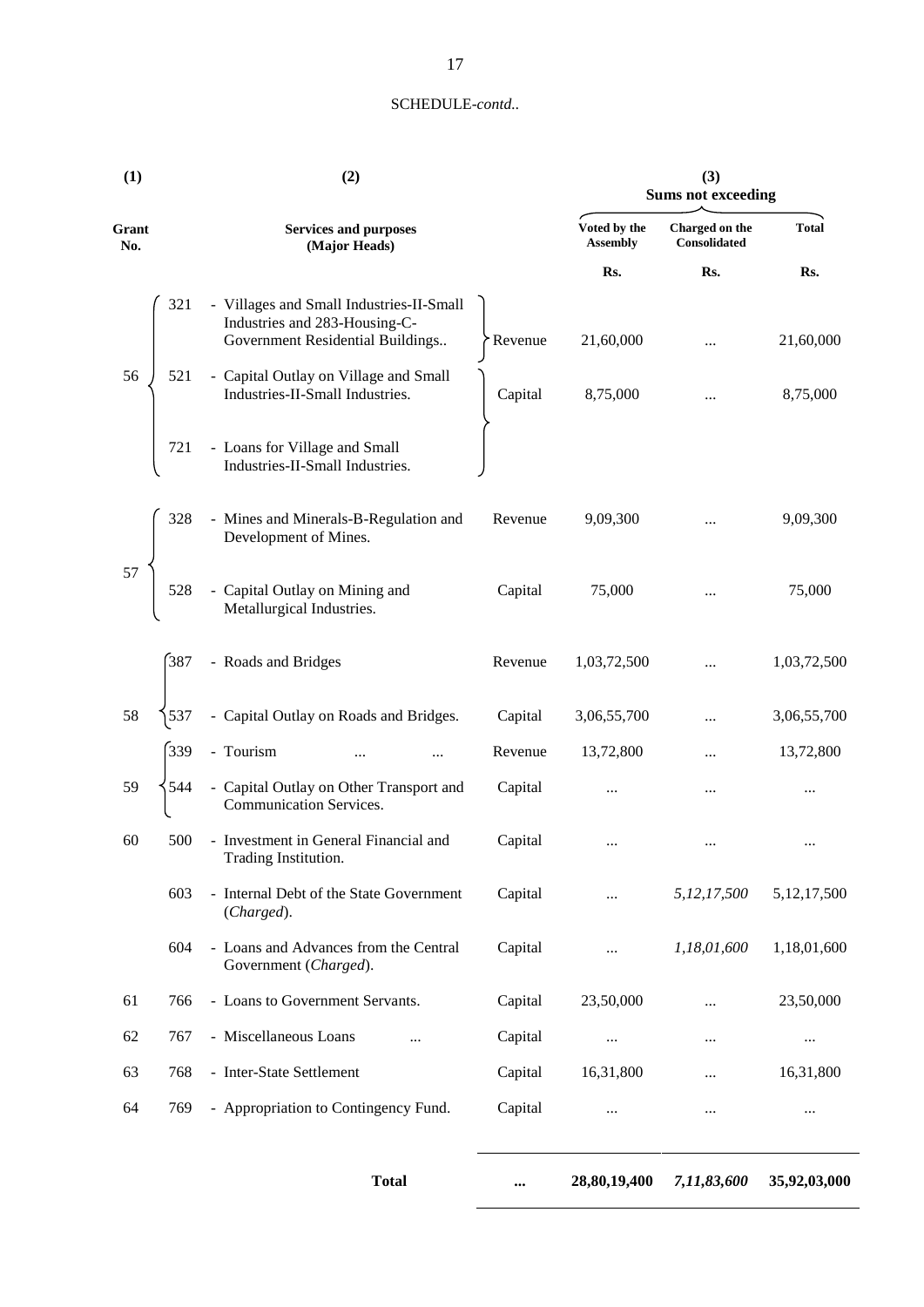SCHEDULE-*contd..*

| (1) | | (2) | | (3) Sums not exceeding | | |
|---|---|---|---|---|---|---|
| Grant No. | | Services and purposes (Major Heads) | | Voted by the Assembly | Charged on the Consolidated | Total |
| | | | | Rs. | Rs. | Rs. |
| 56 | 321 | - Villages and Small Industries-II-Small Industries and 283-Housing-C-Government Residential Buildings.. | Revenue | 21,60,000 | ... | 21,60,000 |
| | 521 | - Capital Outlay on Village and Small Industries-II-Small Industries. | Capital | 8,75,000 | ... | 8,75,000 |
| | 721 | - Loans for Village and Small Industries-II-Small Industries. | | | | |
| 57 | 328 | - Mines and Minerals-B-Regulation and Development of Mines. | Revenue | 9,09,300 | ... | 9,09,300 |
| | 528 | - Capital Outlay on Mining and Metallurgical Industries. | Capital | 75,000 | ... | 75,000 |
| 58 | 387 | - Roads and Bridges | Revenue | 1,03,72,500 | ... | 1,03,72,500 |
| | 537 | - Capital Outlay on Roads and Bridges. | Capital | 3,06,55,700 | ... | 3,06,55,700 |
| 59 | 339 | - Tourism ... ... | Revenue | 13,72,800 | ... | 13,72,800 |
| | 544 | - Capital Outlay on Other Transport and Communication Services. | Capital | ... | ... | ... |
| 60 | 500 | - Investment in General Financial and Trading Institution. | Capital | ... | ... | ... |
| | 603 | - Internal Debt of the State Government (*Charged*). | Capital | ... | *5,12,17,500* | 5,12,17,500 |
| | 604 | - Loans and Advances from the Central Government (*Charged*). | Capital | ... | *1,18,01,600* | 1,18,01,600 |
| 61 | 766 | - Loans to Government Servants. | Capital | 23,50,000 | ... | 23,50,000 |
| 62 | 767 | - Miscellaneous Loans ... | Capital | ... | ... | ... |
| 63 | 768 | - Inter-State Settlement | Capital | 16,31,800 | ... | 16,31,800 |
| 64 | 769 | - Appropriation to Contingency Fund. | Capital | ... | ... | ... |
| | | **Total** | **...** | **28,80,19,400** | ***7,11,83,600*** | **35,92,03,000** |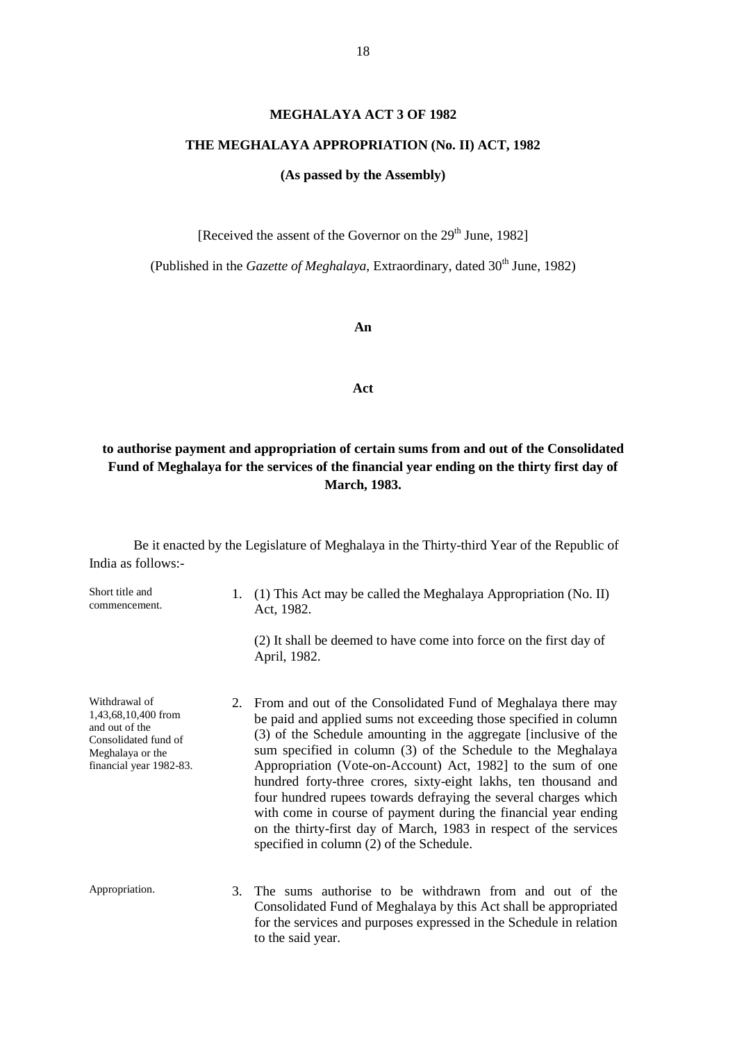# MEGHALAYA ACT 3 OF 1982

## THE MEGHALAYA APPROPRIATION (No. II) ACT, 1982

**(As passed by the Assembly)**

[Received the assent of the Governor on the 29th June, 1982]

(Published in the *Gazette of Meghalaya*, Extraordinary, dated 30th June, 1982)

**An**

**Act**

**to authorise payment and appropriation of certain sums from and out of the Consolidated Fund of Meghalaya for the services of the financial year ending on the thirty first day of March, 1983.**

Be it enacted by the Legislature of Meghalaya in the Thirty-third Year of the Republic of India as follows:-

Short title and commencement.

1. (1) This Act may be called the Meghalaya Appropriation (No. II) Act, 1982.

   (2) It shall be deemed to have come into force on the first day of April, 1982.

Withdrawal of 1,43,68,10,400 from and out of the Consolidated fund of Meghalaya or the financial year 1982-83.

2. From and out of the Consolidated Fund of Meghalaya there may be paid and applied sums not exceeding those specified in column (3) of the Schedule amounting in the aggregate [inclusive of the sum specified in column (3) of the Schedule to the Meghalaya Appropriation (Vote-on-Account) Act, 1982] to the sum of one hundred forty-three crores, sixty-eight lakhs, ten thousand and four hundred rupees towards defraying the several charges which with come in course of payment during the financial year ending on the thirty-first day of March, 1983 in respect of the services specified in column (2) of the Schedule.

Appropriation.

3. The sums authorise to be withdrawn from and out of the Consolidated Fund of Meghalaya by this Act shall be appropriated for the services and purposes expressed in the Schedule in relation to the said year.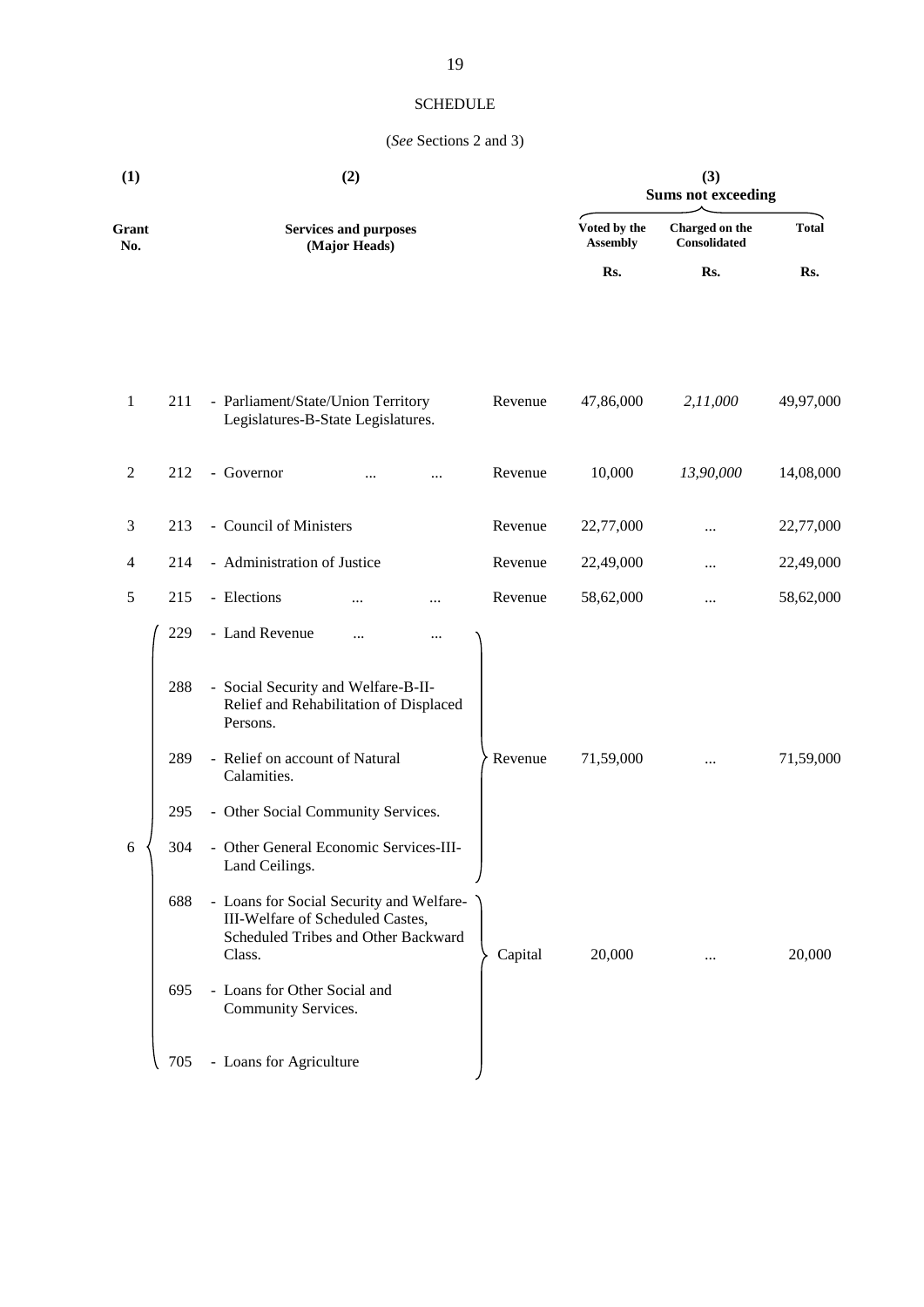SCHEDULE

(*See* Sections 2 and 3)

| (1) | | (2) | | (3) Sums not exceeding | | |
|---|---|---|---|---|---|---|
| Grant No. | | Services and purposes (Major Heads) | | Voted by the Assembly | Charged on the Consolidated | Total |
| | | | | Rs. | Rs. | Rs. |
| 1 | 211 | - Parliament/State/Union Territory Legislatures-B-State Legislatures. | Revenue | 47,86,000 | *2,11,000* | 49,97,000 |
| 2 | 212 | - Governor ... ... | Revenue | 10,000 | *13,90,000* | 14,08,000 |
| 3 | 213 | - Council of Ministers | Revenue | 22,77,000 | ... | 22,77,000 |
| 4 | 214 | - Administration of Justice | Revenue | 22,49,000 | ... | 22,49,000 |
| 5 | 215 | - Elections ... ... | Revenue | 58,62,000 | ... | 58,62,000 |
| 6 | 229 | - Land Revenue ... ... | Revenue | 71,59,000 | ... | 71,59,000 |
| | 288 | - Social Security and Welfare-B-II-Relief and Rehabilitation of Displaced Persons. | | | | |
| | 289 | - Relief on account of Natural Calamities. | | | | |
| | 295 | - Other Social Community Services. | | | | |
| | 304 | - Other General Economic Services-III-Land Ceilings. | | | | |
| | 688 | - Loans for Social Security and Welfare-III-Welfare of Scheduled Castes, Scheduled Tribes and Other Backward Class. | Capital | 20,000 | ... | 20,000 |
| | 695 | - Loans for Other Social and Community Services. | | | | |
| | 705 | - Loans for Agriculture | | | | |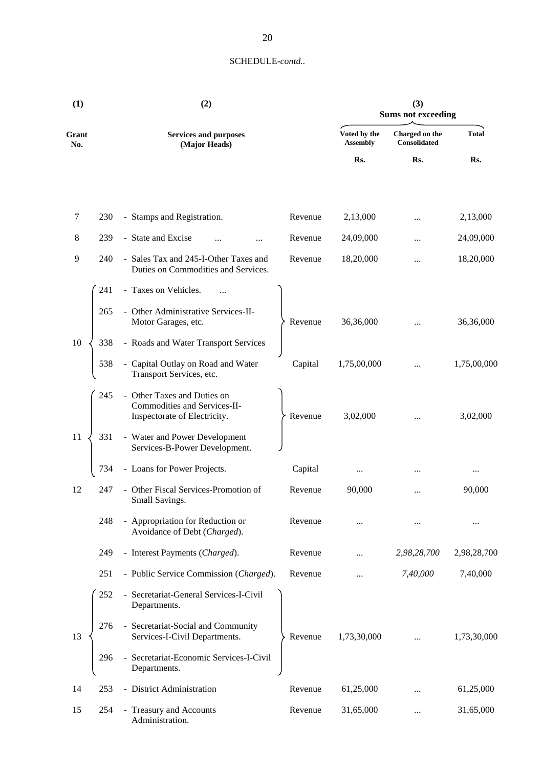SCHEDULE-*contd..*

| (1) | | (2) | | (3) Sums not exceeding | | |
|---|---|---|---|---|---|---|
| Grant No. | | Services and purposes (Major Heads) | | Voted by the Assembly | Charged on the Consolidated | Total |
| | | | | Rs. | Rs. | Rs. |
| 7 | 230 | - Stamps and Registration. | Revenue | 2,13,000 | ... | 2,13,000 |
| 8 | 239 | - State and Excise ... ... | Revenue | 24,09,000 | ... | 24,09,000 |
| 9 | 240 | - Sales Tax and 245-I-Other Taxes and Duties on Commodities and Services. | Revenue | 18,20,000 | ... | 18,20,000 |
| 10 | 241 | - Taxes on Vehicles. ... | Revenue | 36,36,000 | ... | 36,36,000 |
| | 265 | - Other Administrative Services-II-Motor Garages, etc. | | | | |
| | 338 | - Roads and Water Transport Services | | | | |
| | 538 | - Capital Outlay on Road and Water Transport Services, etc. | Capital | 1,75,00,000 | ... | 1,75,00,000 |
| 11 | 245 | - Other Taxes and Duties on Commodities and Services-II-Inspectorate of Electricity. | Revenue | 3,02,000 | ... | 3,02,000 |
| | 331 | - Water and Power Development Services-B-Power Development. | | | | |
| | 734 | - Loans for Power Projects. | Capital | ... | ... | ... |
| 12 | 247 | - Other Fiscal Services-Promotion of Small Savings. | Revenue | 90,000 | ... | 90,000 |
| | 248 | - Appropriation for Reduction or Avoidance of Debt (*Charged*). | Revenue | ... | ... | ... |
| | 249 | - Interest Payments (*Charged*). | Revenue | ... | *2,98,28,700* | 2,98,28,700 |
| | 251 | - Public Service Commission (*Charged*). | Revenue | ... | *7,40,000* | 7,40,000 |
| 13 | 252 | - Secretariat-General Services-I-Civil Departments. | Revenue | 1,73,30,000 | ... | 1,73,30,000 |
| | 276 | - Secretariat-Social and Community Services-I-Civil Departments. | | | | |
| | 296 | - Secretariat-Economic Services-I-Civil Departments. | | | | |
| 14 | 253 | - District Administration | Revenue | 61,25,000 | ... | 61,25,000 |
| 15 | 254 | - Treasury and Accounts Administration. | Revenue | 31,65,000 | ... | 31,65,000 |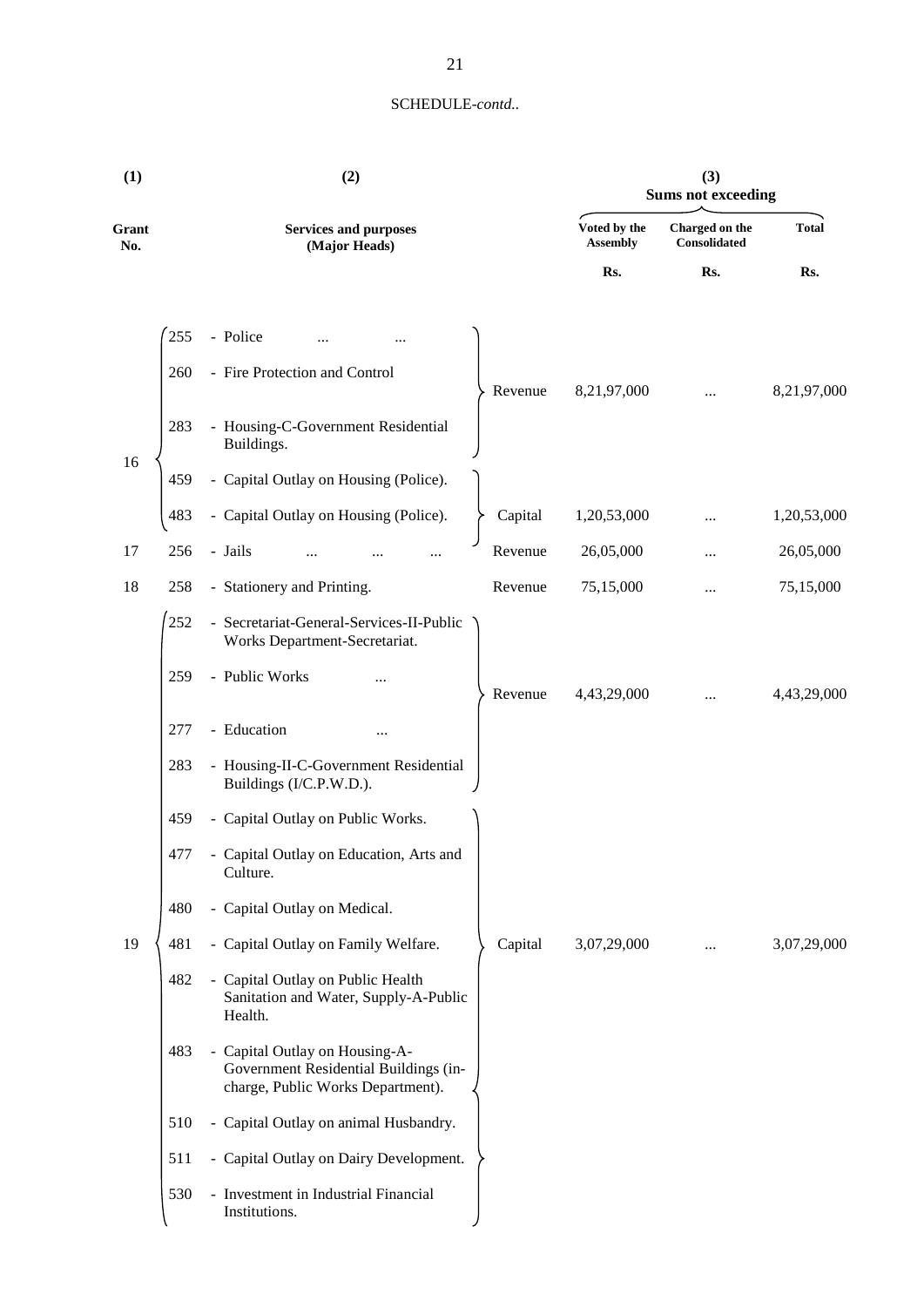SCHEDULE-*contd..*

| (1) | | (2) | | (3) Sums not exceeding | | |
|---|---|---|---|---|---|---|
| Grant No. | | Services and purposes (Major Heads) | | Voted by the Assembly | Charged on the Consolidated | Total |
| | | | | Rs. | Rs. | Rs. |
| 16 | 255 | - Police ... ... | Revenue | 8,21,97,000 | ... | 8,21,97,000 |
| | 260 | - Fire Protection and Control | | | | |
| | 283 | - Housing-C-Government Residential Buildings. | | | | |
| | 459 | - Capital Outlay on Housing (Police). | Capital | 1,20,53,000 | ... | 1,20,53,000 |
| | 483 | - Capital Outlay on Housing (Police). | | | | |
| 17 | 256 | - Jails ... ... ... | Revenue | 26,05,000 | ... | 26,05,000 |
| 18 | 258 | - Stationery and Printing. | Revenue | 75,15,000 | ... | 75,15,000 |
| 19 | 252 | - Secretariat-General-Services-II-Public Works Department-Secretariat. | Revenue | 4,43,29,000 | ... | 4,43,29,000 |
| | 259 | - Public Works ... | | | | |
| | 277 | - Education ... | | | | |
| | 283 | - Housing-II-C-Government Residential Buildings (I/C.P.W.D.). | | | | |
| | 459 | - Capital Outlay on Public Works. | Capital | 3,07,29,000 | ... | 3,07,29,000 |
| | 477 | - Capital Outlay on Education, Arts and Culture. | | | | |
| | 480 | - Capital Outlay on Medical. | | | | |
| | 481 | - Capital Outlay on Family Welfare. | | | | |
| | 482 | - Capital Outlay on Public Health Sanitation and Water, Supply-A-Public Health. | | | | |
| | 483 | - Capital Outlay on Housing-A-Government Residential Buildings (in-charge, Public Works Department). | | | | |
| | 510 | - Capital Outlay on animal Husbandry. | | | | |
| | 511 | - Capital Outlay on Dairy Development. | | | | |
| | 530 | - Investment in Industrial Financial Institutions. | | | | |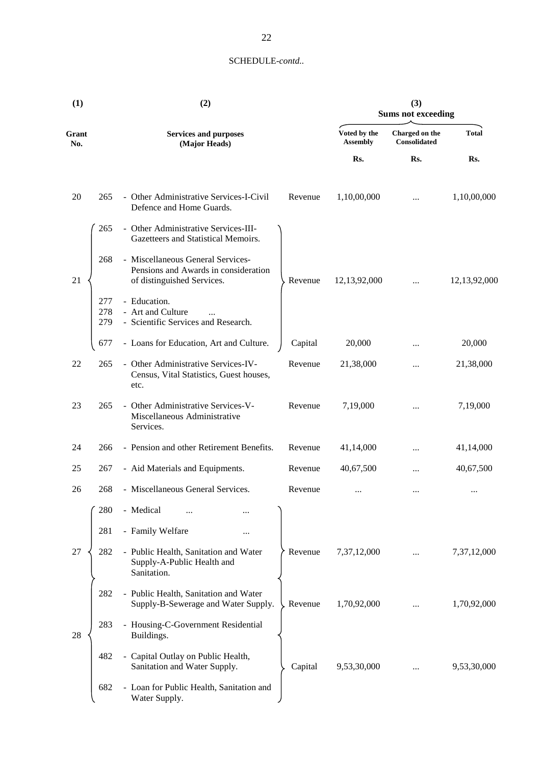SCHEDULE-*contd..*

| (1) | | (2) | | (3) Sums not exceeding | | |
|---|---|---|---|---|---|---|
| Grant No. | | Services and purposes (Major Heads) | | Voted by the Assembly | Charged on the Consolidated | Total |
| | | | | Rs. | Rs. | Rs. |
| 20 | 265 | - Other Administrative Services-I-Civil Defence and Home Guards. | Revenue | 1,10,00,000 | ... | 1,10,00,000 |
| 21 | 265 | - Other Administrative Services-III-Gazetteers and Statistical Memoirs. | | | | |
| | 268 | - Miscellaneous General Services-Pensions and Awards in consideration of distinguished Services. | Revenue | 12,13,92,000 | ... | 12,13,92,000 |
| | 277 | - Education. | | | | |
| | 278 | - Art and Culture ... | | | | |
| | 279 | - Scientific Services and Research. | | | | |
| | 677 | - Loans for Education, Art and Culture. | Capital | 20,000 | ... | 20,000 |
| 22 | 265 | - Other Administrative Services-IV-Census, Vital Statistics, Guest houses, etc. | Revenue | 21,38,000 | ... | 21,38,000 |
| 23 | 265 | - Other Administrative Services-V-Miscellaneous Administrative Services. | Revenue | 7,19,000 | ... | 7,19,000 |
| 24 | 266 | - Pension and other Retirement Benefits. | Revenue | 41,14,000 | ... | 41,14,000 |
| 25 | 267 | - Aid Materials and Equipments. | Revenue | 40,67,500 | ... | 40,67,500 |
| 26 | 268 | - Miscellaneous General Services. | Revenue | ... | ... | ... |
| 27 | 280 | - Medical ... ... | | | | |
| | 281 | - Family Welfare ... | | | | |
| | 282 | - Public Health, Sanitation and Water Supply-A-Public Health and Sanitation. | Revenue | 7,37,12,000 | ... | 7,37,12,000 |
| 28 | 282 | - Public Health, Sanitation and Water Supply-B-Sewerage and Water Supply. | Revenue | 1,70,92,000 | ... | 1,70,92,000 |
| | 283 | - Housing-C-Government Residential Buildings. | | | | |
| | 482 | - Capital Outlay on Public Health, Sanitation and Water Supply. | Capital | 9,53,30,000 | ... | 9,53,30,000 |
| | 682 | - Loan for Public Health, Sanitation and Water Supply. | | | | |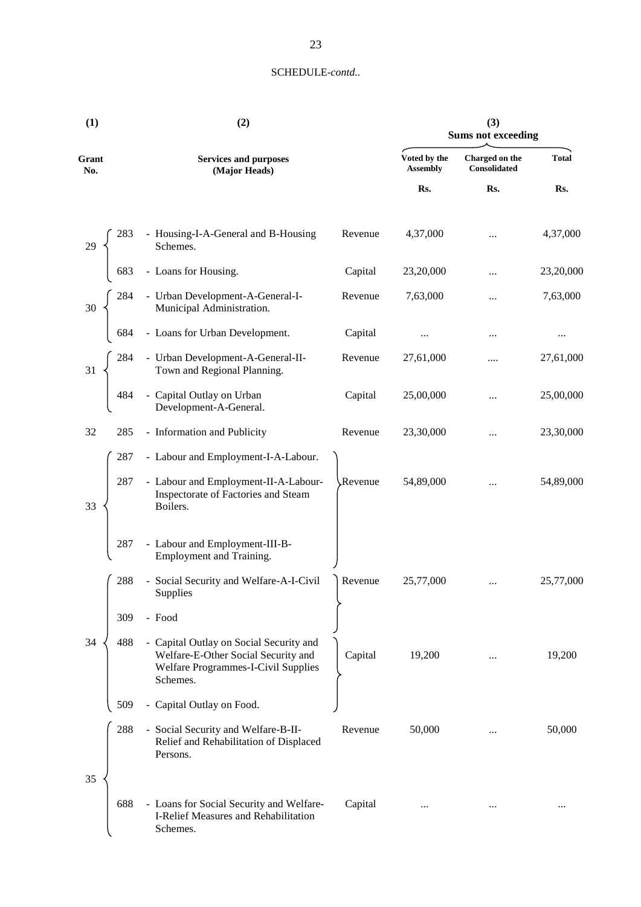SCHEDULE-*contd..*

| (1) | | (2) | | (3) Sums not exceeding | | |
|---|---|---|---|---|---|---|
| Grant No. | | Services and purposes (Major Heads) | | Voted by the Assembly | Charged on the Consolidated | Total |
| | | | | Rs. | Rs. | Rs. |
| 29 | 283 | - Housing-I-A-General and B-Housing Schemes. | Revenue | 4,37,000 | ... | 4,37,000 |
| | 683 | - Loans for Housing. | Capital | 23,20,000 | ... | 23,20,000 |
| 30 | 284 | - Urban Development-A-General-I-Municipal Administration. | Revenue | 7,63,000 | ... | 7,63,000 |
| | 684 | - Loans for Urban Development. | Capital | ... | ... | ... |
| 31 | 284 | - Urban Development-A-General-II-Town and Regional Planning. | Revenue | 27,61,000 | .... | 27,61,000 |
| | 484 | - Capital Outlay on Urban Development-A-General. | Capital | 25,00,000 | ... | 25,00,000 |
| 32 | 285 | - Information and Publicity | Revenue | 23,30,000 | ... | 23,30,000 |
| 33 | 287 | - Labour and Employment-I-A-Labour. | Revenue | 54,89,000 | ... | 54,89,000 |
| | 287 | - Labour and Employment-II-A-Labour-Inspectorate of Factories and Steam Boilers. | | | | |
| | 287 | - Labour and Employment-III-B-Employment and Training. | | | | |
| 34 | 288 | - Social Security and Welfare-A-I-Civil Supplies | Revenue | 25,77,000 | ... | 25,77,000 |
| | 309 | - Food | | | | |
| | 488 | - Capital Outlay on Social Security and Welfare-E-Other Social Security and Welfare Programmes-I-Civil Supplies Schemes. | Capital | 19,200 | ... | 19,200 |
| | 509 | - Capital Outlay on Food. | | | | |
| 35 | 288 | - Social Security and Welfare-B-II-Relief and Rehabilitation of Displaced Persons. | Revenue | 50,000 | ... | 50,000 |
| | 688 | - Loans for Social Security and Welfare-I-Relief Measures and Rehabilitation Schemes. | Capital | ... | ... | ... |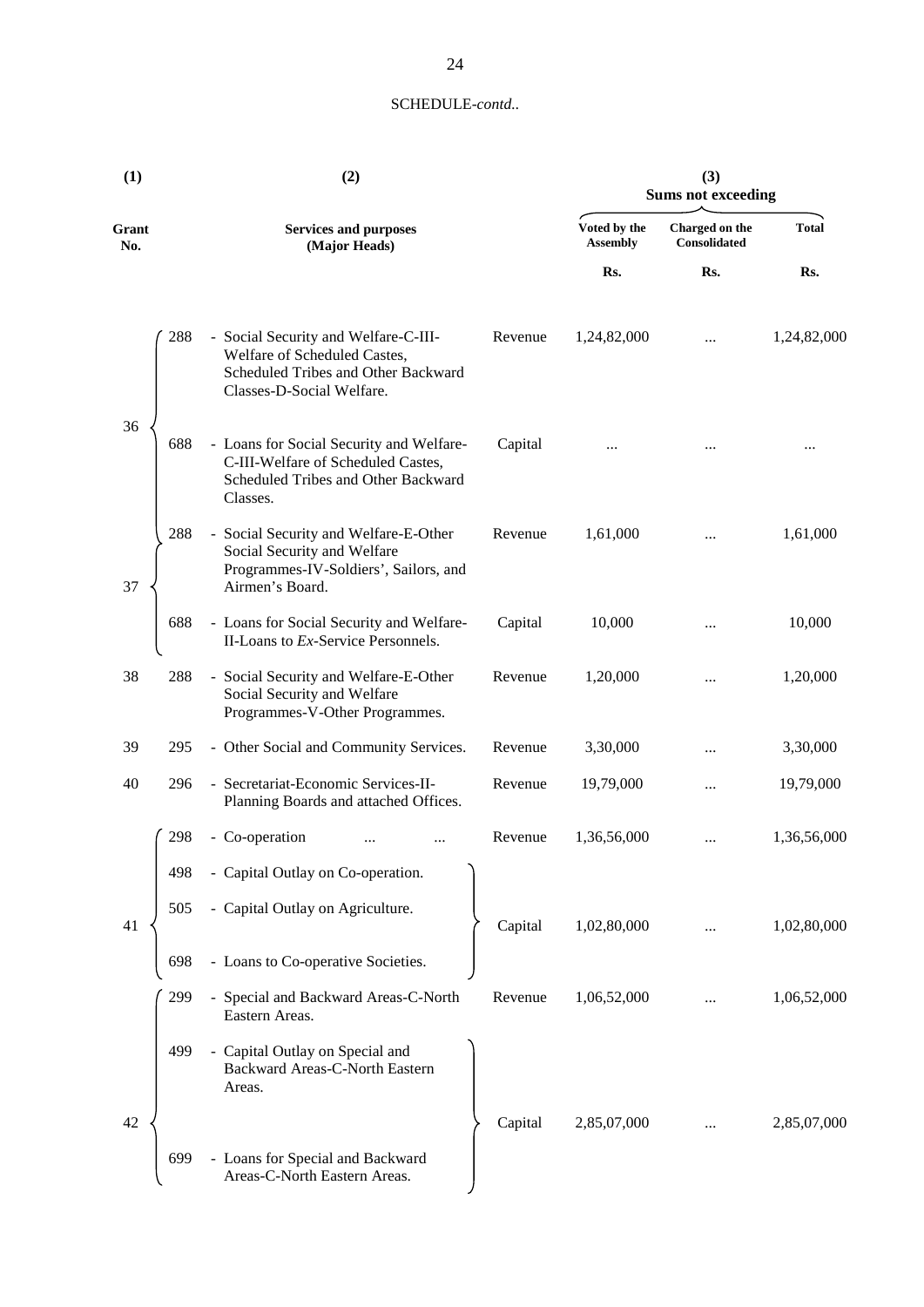SCHEDULE-*contd..*

| (1) | | (2) | | (3) Sums not exceeding | | |
|---|---|---|---|---|---|---|
| Grant No. | | Services and purposes (Major Heads) | | Voted by the Assembly | Charged on the Consolidated | Total |
| | | | | Rs. | Rs. | Rs. |
| 36 | 288 | - Social Security and Welfare-C-III-Welfare of Scheduled Castes, Scheduled Tribes and Other Backward Classes-D-Social Welfare. | Revenue | 1,24,82,000 | ... | 1,24,82,000 |
| | 688 | - Loans for Social Security and Welfare-C-III-Welfare of Scheduled Castes, Scheduled Tribes and Other Backward Classes. | Capital | ... | ... | ... |
| 37 | 288 | - Social Security and Welfare-E-Other Social Security and Welfare Programmes-IV-Soldiers', Sailors, and Airmen's Board. | Revenue | 1,61,000 | ... | 1,61,000 |
| | 688 | - Loans for Social Security and Welfare-II-Loans to *Ex*-Service Personnels. | Capital | 10,000 | ... | 10,000 |
| 38 | 288 | - Social Security and Welfare-E-Other Social Security and Welfare Programmes-V-Other Programmes. | Revenue | 1,20,000 | ... | 1,20,000 |
| 39 | 295 | - Other Social and Community Services. | Revenue | 3,30,000 | ... | 3,30,000 |
| 40 | 296 | - Secretariat-Economic Services-II-Planning Boards and attached Offices. | Revenue | 19,79,000 | ... | 19,79,000 |
| 41 | 298 | - Co-operation ... ... | Revenue | 1,36,56,000 | ... | 1,36,56,000 |
| | 498 | - Capital Outlay on Co-operation. | Capital | 1,02,80,000 | ... | 1,02,80,000 |
| | 505 | - Capital Outlay on Agriculture. | | | | |
| | 698 | - Loans to Co-operative Societies. | | | | |
| 42 | 299 | - Special and Backward Areas-C-North Eastern Areas. | Revenue | 1,06,52,000 | ... | 1,06,52,000 |
| | 499 | - Capital Outlay on Special and Backward Areas-C-North Eastern Areas. | Capital | 2,85,07,000 | ... | 2,85,07,000 |
| | 699 | - Loans for Special and Backward Areas-C-North Eastern Areas. | | | | |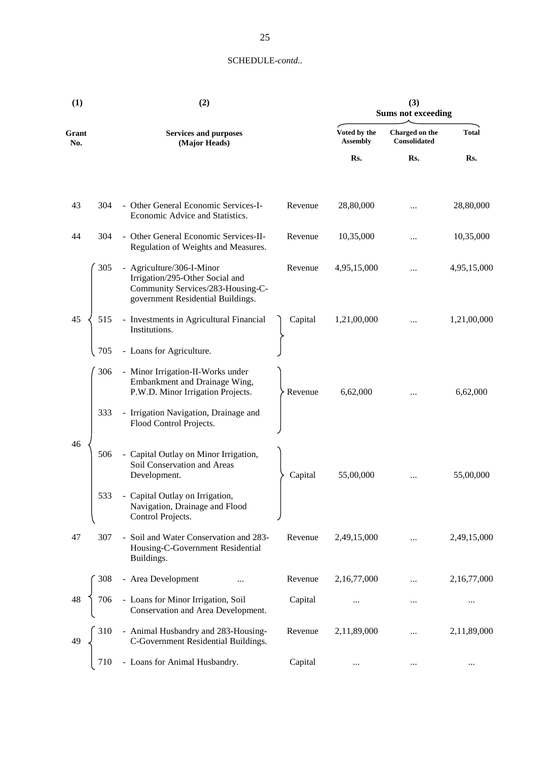SCHEDULE-*contd..*

| (1) | | (2) | | (3) Sums not exceeding | | |
|---|---|---|---|---|---|---|
| Grant No. | | Services and purposes (Major Heads) | | Voted by the Assembly | Charged on the Consolidated | Total |
| | | | | Rs. | Rs. | Rs. |
| 43 | 304 | - Other General Economic Services-I-Economic Advice and Statistics. | Revenue | 28,80,000 | ... | 28,80,000 |
| 44 | 304 | - Other General Economic Services-II-Regulation of Weights and Measures. | Revenue | 10,35,000 | ... | 10,35,000 |
| 45 | 305 | - Agriculture/306-I-Minor Irrigation/295-Other Social and Community Services/283-Housing-C-government Residential Buildings. | Revenue | 4,95,15,000 | ... | 4,95,15,000 |
| | 515 | - Investments in Agricultural Financial Institutions. | Capital | 1,21,00,000 | ... | 1,21,00,000 |
| | 705 | - Loans for Agriculture. | | | | |
| 46 | 306 | - Minor Irrigation-II-Works under Embankment and Drainage Wing, P.W.D. Minor Irrigation Projects. | Revenue | 6,62,000 | ... | 6,62,000 |
| | 333 | - Irrigation Navigation, Drainage and Flood Control Projects. | | | | |
| | 506 | - Capital Outlay on Minor Irrigation, Soil Conservation and Areas Development. | Capital | 55,00,000 | ... | 55,00,000 |
| | 533 | - Capital Outlay on Irrigation, Navigation, Drainage and Flood Control Projects. | | | | |
| 47 | 307 | - Soil and Water Conservation and 283-Housing-C-Government Residential Buildings. | Revenue | 2,49,15,000 | ... | 2,49,15,000 |
| 48 | 308 | - Area Development ... | Revenue | 2,16,77,000 | ... | 2,16,77,000 |
| | 706 | - Loans for Minor Irrigation, Soil Conservation and Area Development. | Capital | ... | ... | ... |
| 49 | 310 | - Animal Husbandry and 283-Housing-C-Government Residential Buildings. | Revenue | 2,11,89,000 | ... | 2,11,89,000 |
| | 710 | - Loans for Animal Husbandry. | Capital | ... | ... | ... |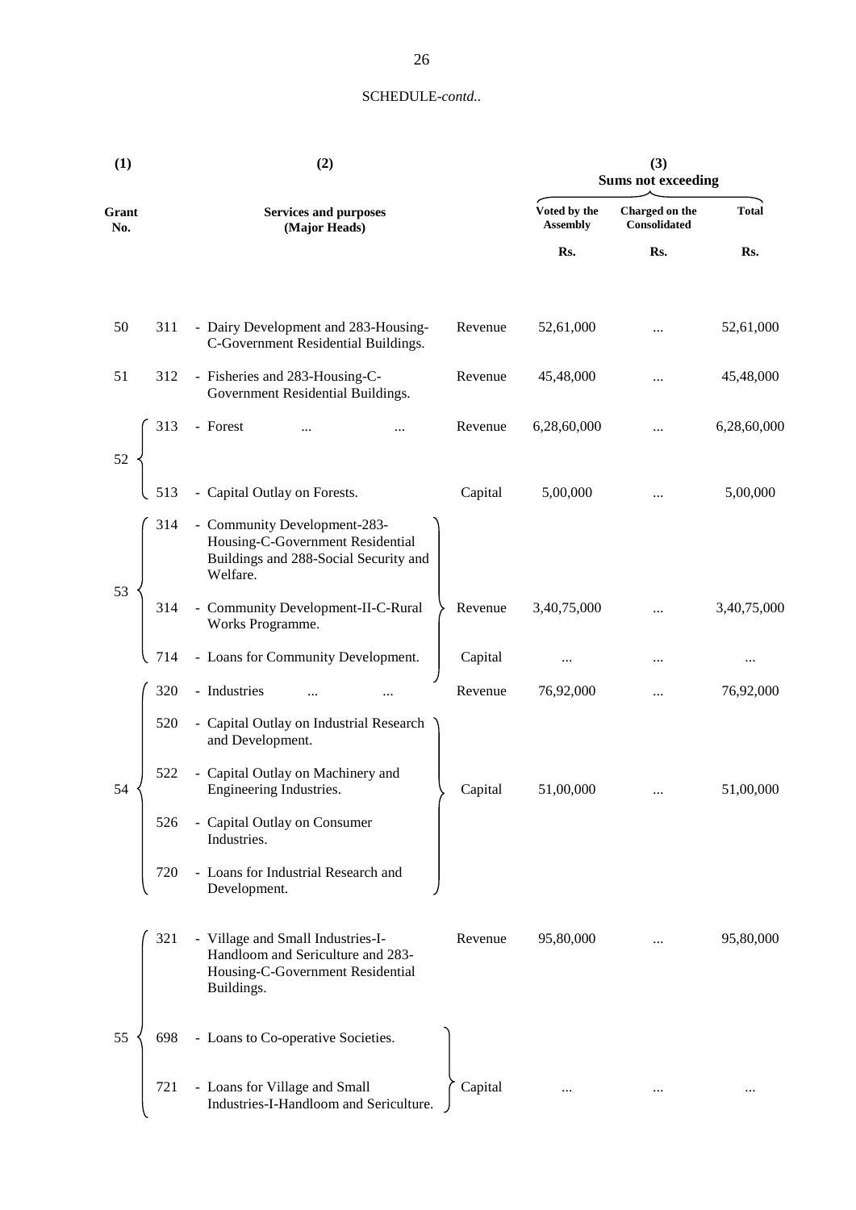SCHEDULE-*contd..*

| (1) | | (2) | | (3) Sums not exceeding | | |
|---|---|---|---|---|---|---|
| Grant No. | | Services and purposes (Major Heads) | | Voted by the Assembly | Charged on the Consolidated | Total |
| | | | | Rs. | Rs. | Rs. |
| 50 | 311 | - Dairy Development and 283-Housing-C-Government Residential Buildings. | Revenue | 52,61,000 | ... | 52,61,000 |
| 51 | 312 | - Fisheries and 283-Housing-C-Government Residential Buildings. | Revenue | 45,48,000 | ... | 45,48,000 |
| 52 | 313 | - Forest ... ... | Revenue | 6,28,60,000 | ... | 6,28,60,000 |
| | 513 | - Capital Outlay on Forests. | Capital | 5,00,000 | ... | 5,00,000 |
| 53 | 314 | - Community Development-283-Housing-C-Government Residential Buildings and 288-Social Security and Welfare. | | | | |
| | 314 | - Community Development-II-C-Rural Works Programme. | Revenue | 3,40,75,000 | ... | 3,40,75,000 |
| | 714 | - Loans for Community Development. | Capital | ... | ... | ... |
| 54 | 320 | - Industries ... ... | Revenue | 76,92,000 | ... | 76,92,000 |
| | 520 | - Capital Outlay on Industrial Research and Development. | | | | |
| | 522 | - Capital Outlay on Machinery and Engineering Industries. | Capital | 51,00,000 | ... | 51,00,000 |
| | 526 | - Capital Outlay on Consumer Industries. | | | | |
| | 720 | - Loans for Industrial Research and Development. | | | | |
| 55 | 321 | - Village and Small Industries-I-Handloom and Sericulture and 283-Housing-C-Government Residential Buildings. | Revenue | 95,80,000 | ... | 95,80,000 |
| | 698 | - Loans to Co-operative Societies. | | | | |
| | 721 | - Loans for Village and Small Industries-I-Handloom and Sericulture. | Capital | ... | ... | ... |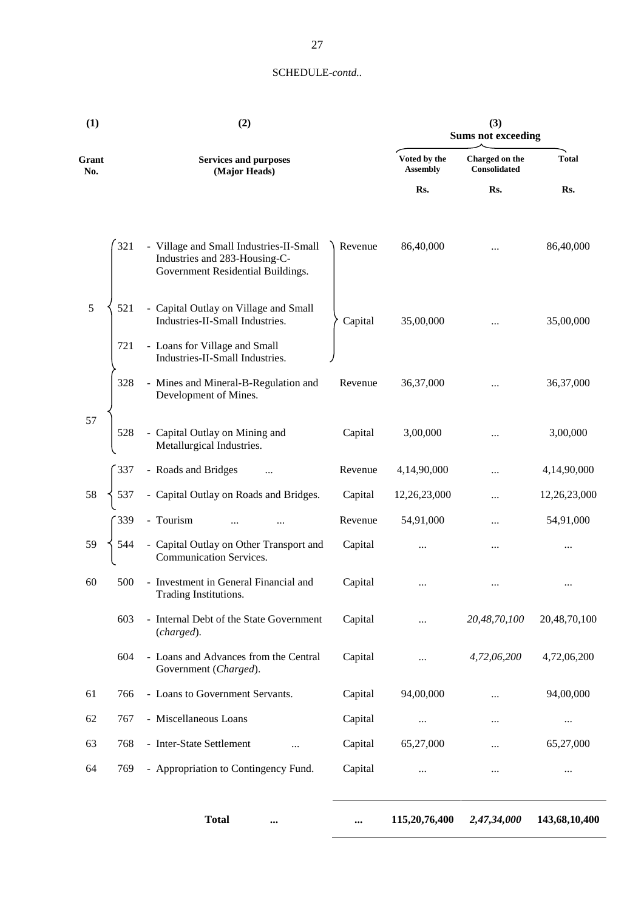SCHEDULE-*contd..*

| (1) | | (2) | | (3) Sums not exceeding | | |
|---|---|---|---|---|---|---|
| Grant No. | | Services and purposes (Major Heads) | | Voted by the Assembly | Charged on the Consolidated | Total |
| | | | | Rs. | Rs. | Rs. |
| 5 | 321 | - Village and Small Industries-II-Small Industries and 283-Housing-C-Government Residential Buildings. | Revenue | 86,40,000 | ... | 86,40,000 |
| | 521 | - Capital Outlay on Village and Small Industries-II-Small Industries. | Capital | 35,00,000 | ... | 35,00,000 |
| | 721 | - Loans for Village and Small Industries-II-Small Industries. | | | | |
| 57 | 328 | - Mines and Mineral-B-Regulation and Development of Mines. | Revenue | 36,37,000 | ... | 36,37,000 |
| | 528 | - Capital Outlay on Mining and Metallurgical Industries. | Capital | 3,00,000 | ... | 3,00,000 |
| 58 | 337 | - Roads and Bridges ... | Revenue | 4,14,90,000 | ... | 4,14,90,000 |
| | 537 | - Capital Outlay on Roads and Bridges. | Capital | 12,26,23,000 | ... | 12,26,23,000 |
| 59 | 339 | - Tourism ... ... | Revenue | 54,91,000 | ... | 54,91,000 |
| | 544 | - Capital Outlay on Other Transport and Communication Services. | Capital | ... | ... | ... |
| 60 | 500 | - Investment in General Financial and Trading Institutions. | Capital | ... | ... | ... |
| | 603 | - Internal Debt of the State Government (*charged*). | Capital | ... | *20,48,70,100* | 20,48,70,100 |
| | 604 | - Loans and Advances from the Central Government (*Charged*). | Capital | ... | *4,72,06,200* | 4,72,06,200 |
| 61 | 766 | - Loans to Government Servants. | Capital | 94,00,000 | ... | 94,00,000 |
| 62 | 767 | - Miscellaneous Loans | Capital | ... | ... | ... |
| 63 | 768 | - Inter-State Settlement ... | Capital | 65,27,000 | ... | 65,27,000 |
| 64 | 769 | - Appropriation to Contingency Fund. | Capital | ... | ... | ... |
| | | **Total** ... | ... | **115,20,76,400** | ***2,47,34,000*** | **143,68,10,400** |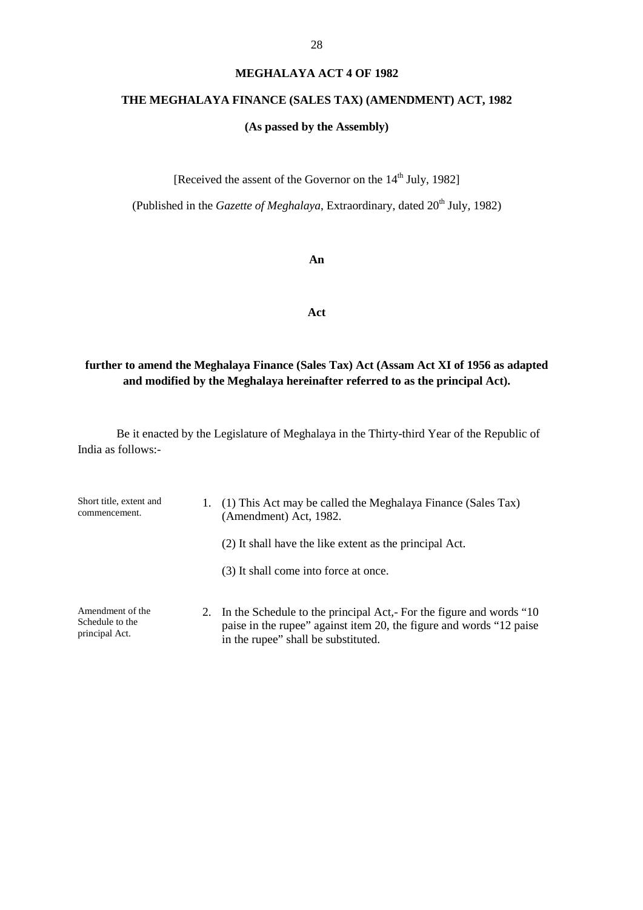# MEGHALAYA ACT 4 OF 1982

## THE MEGHALAYA FINANCE (SALES TAX) (AMENDMENT) ACT, 1982

**(As passed by the Assembly)**

[Received the assent of the Governor on the 14th July, 1982]

(Published in the *Gazette of Meghalaya*, Extraordinary, dated 20th July, 1982)

**An**

**Act**

**further to amend the Meghalaya Finance (Sales Tax) Act (Assam Act XI of 1956 as adapted and modified by the Meghalaya hereinafter referred to as the principal Act).**

Be it enacted by the Legislature of Meghalaya in the Thirty-third Year of the Republic of India as follows:-

Short title, extent and commencement.

1. (1) This Act may be called the Meghalaya Finance (Sales Tax) (Amendment) Act, 1982.

   (2) It shall have the like extent as the principal Act.

   (3) It shall come into force at once.

Amendment of the Schedule to the principal Act.

2. In the Schedule to the principal Act,- For the figure and words "10 paise in the rupee" against item 20, the figure and words "12 paise in the rupee" shall be substituted.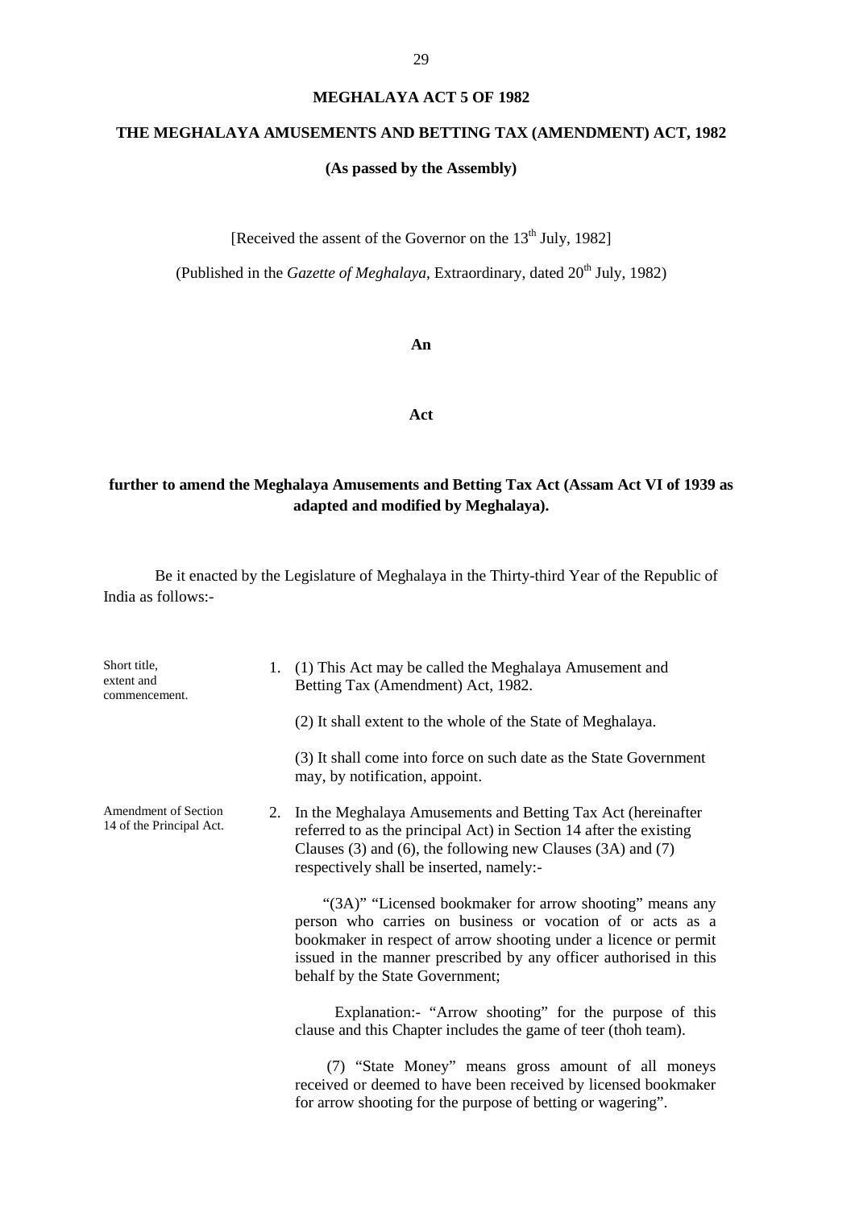## MEGHALAYA ACT 5 OF 1982

## THE MEGHALAYA AMUSEMENTS AND BETTING TAX (AMENDMENT) ACT, 1982

**(As passed by the Assembly)**

[Received the assent of the Governor on the 13th July, 1982]

(Published in the *Gazette of Meghalaya*, Extraordinary, dated 20th July, 1982)

**An**

**Act**

**further to amend the Meghalaya Amusements and Betting Tax Act (Assam Act VI of 1939 as adapted and modified by Meghalaya).**

Be it enacted by the Legislature of Meghalaya in the Thirty-third Year of the Republic of India as follows:-

Short title, extent and commencement.

1. (1) This Act may be called the Meghalaya Amusement and Betting Tax (Amendment) Act, 1982.

   (2) It shall extent to the whole of the State of Meghalaya.

   (3) It shall come into force on such date as the State Government may, by notification, appoint.

Amendment of Section 14 of the Principal Act.

2. In the Meghalaya Amusements and Betting Tax Act (hereinafter referred to as the principal Act) in Section 14 after the existing Clauses (3) and (6), the following new Clauses (3A) and (7) respectively shall be inserted, namely:-

   "(3A)" "Licensed bookmaker for arrow shooting" means any person who carries on business or vocation of or acts as a bookmaker in respect of arrow shooting under a licence or permit issued in the manner prescribed by any officer authorised in this behalf by the State Government;

   Explanation:- "Arrow shooting" for the purpose of this clause and this Chapter includes the game of teer (thoh team).

   (7) "State Money" means gross amount of all moneys received or deemed to have been received by licensed bookmaker for arrow shooting for the purpose of betting or wagering".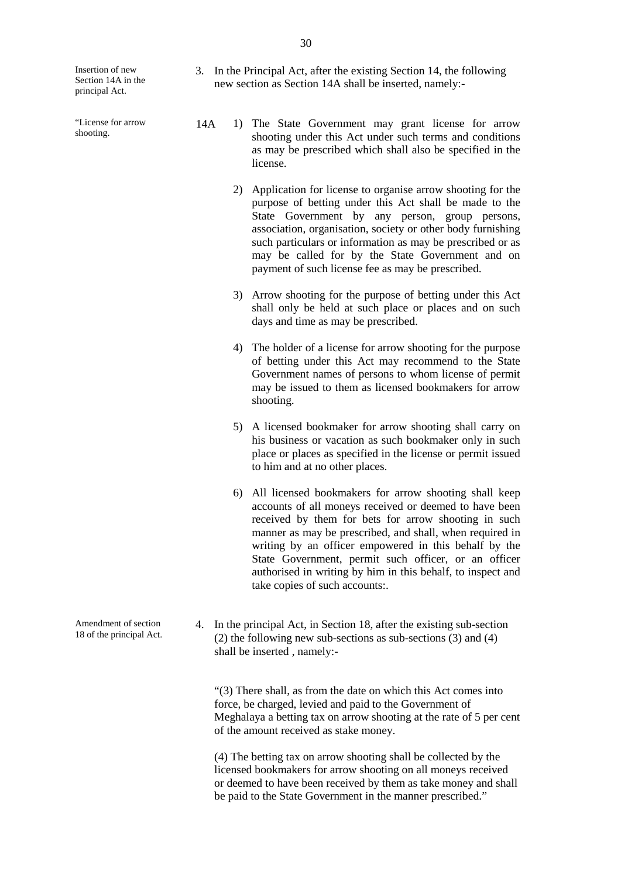Insertion of new Section 14A in the principal Act.

3. In the Principal Act, after the existing Section 14, the following new section as Section 14A shall be inserted, namely:-

"License for arrow shooting.

14A 1) The State Government may grant license for arrow shooting under this Act under such terms and conditions as may be prescribed which shall also be specified in the license.

2) Application for license to organise arrow shooting for the purpose of betting under this Act shall be made to the State Government by any person, group persons, association, organisation, society or other body furnishing such particulars or information as may be prescribed or as may be called for by the State Government and on payment of such license fee as may be prescribed.

3) Arrow shooting for the purpose of betting under this Act shall only be held at such place or places and on such days and time as may be prescribed.

4) The holder of a license for arrow shooting for the purpose of betting under this Act may recommend to the State Government names of persons to whom license of permit may be issued to them as licensed bookmakers for arrow shooting.

5) A licensed bookmaker for arrow shooting shall carry on his business or vacation as such bookmaker only in such place or places as specified in the license or permit issued to him and at no other places.

6) All licensed bookmakers for arrow shooting shall keep accounts of all moneys received or deemed to have been received by them for bets for arrow shooting in such manner as may be prescribed, and shall, when required in writing by an officer empowered in this behalf by the State Government, permit such officer, or an officer authorised in writing by him in this behalf, to inspect and take copies of such accounts:.

Amendment of section 18 of the principal Act.

4. In the principal Act, in Section 18, after the existing sub-section (2) the following new sub-sections as sub-sections (3) and (4) shall be inserted , namely:-

"(3) There shall, as from the date on which this Act comes into force, be charged, levied and paid to the Government of Meghalaya a betting tax on arrow shooting at the rate of 5 per cent of the amount received as stake money.

(4) The betting tax on arrow shooting shall be collected by the licensed bookmakers for arrow shooting on all moneys received or deemed to have been received by them as take money and shall be paid to the State Government in the manner prescribed."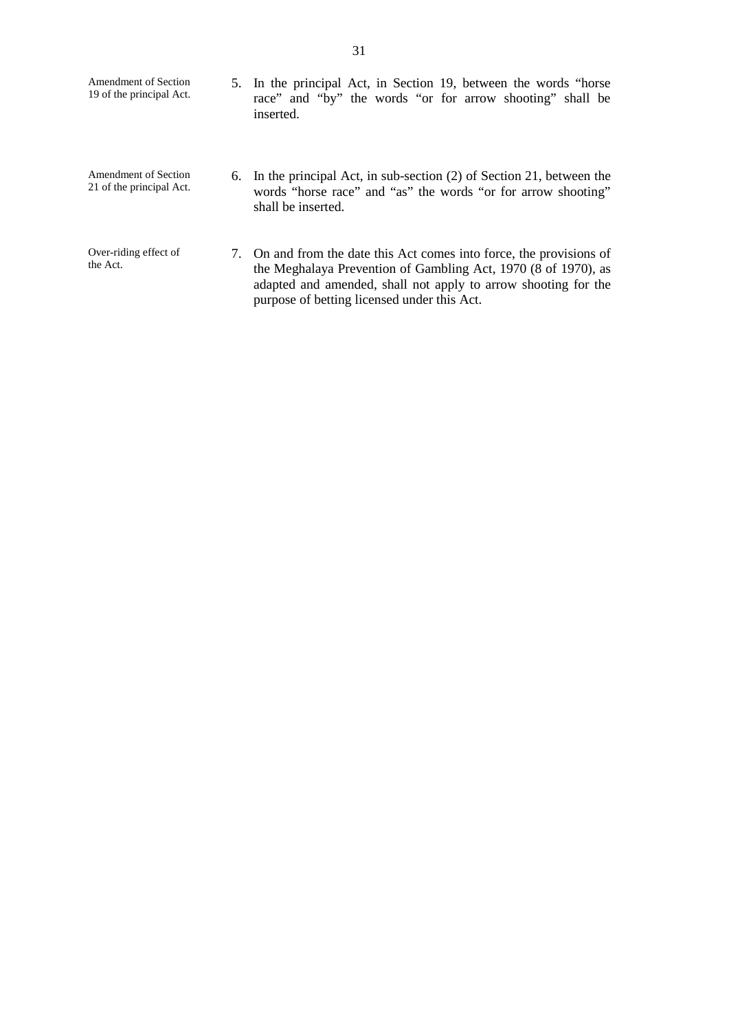Amendment of Section 19 of the principal Act.

5. In the principal Act, in Section 19, between the words "horse race" and "by" the words "or for arrow shooting" shall be inserted.

Amendment of Section 21 of the principal Act.

6. In the principal Act, in sub-section (2) of Section 21, between the words "horse race" and "as" the words "or for arrow shooting" shall be inserted.

Over-riding effect of the Act.

7. On and from the date this Act comes into force, the provisions of the Meghalaya Prevention of Gambling Act, 1970 (8 of 1970), as adapted and amended, shall not apply to arrow shooting for the purpose of betting licensed under this Act.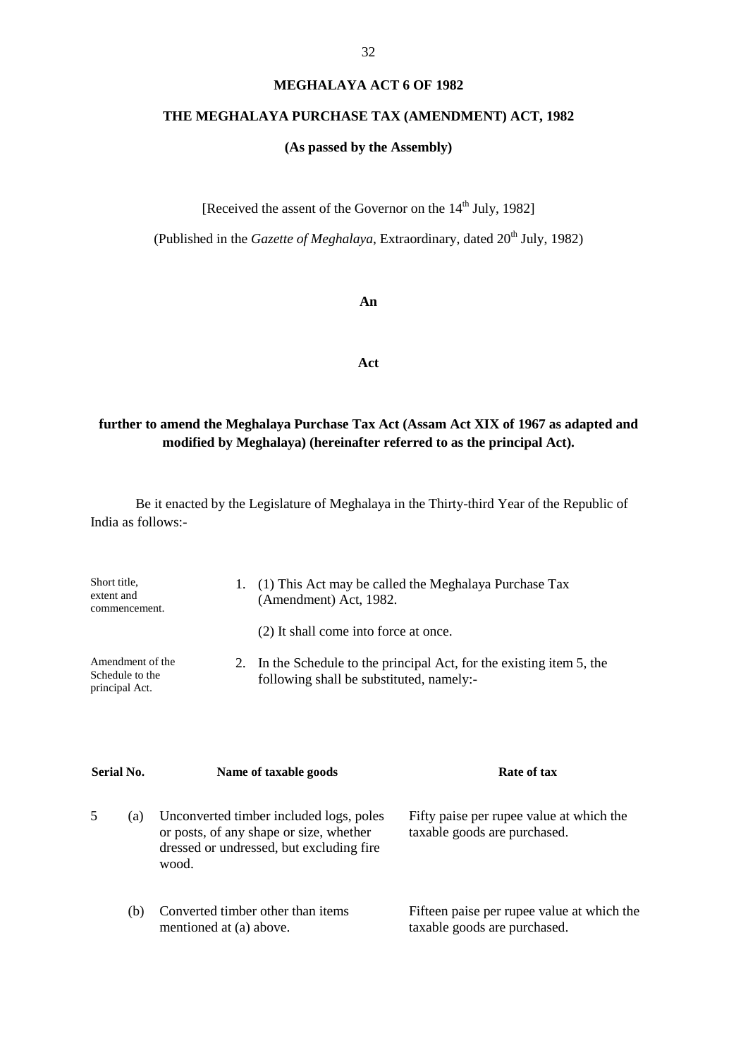**MEGHALAYA ACT 6 OF 1982**

**THE MEGHALAYA PURCHASE TAX (AMENDMENT) ACT, 1982**

**(As passed by the Assembly)**

[Received the assent of the Governor on the 14th July, 1982]

(Published in the *Gazette of Meghalaya*, Extraordinary, dated 20th July, 1982)

**An**

**Act**

**further to amend the Meghalaya Purchase Tax Act (Assam Act XIX of 1967 as adapted and modified by Meghalaya) (hereinafter referred to as the principal Act).**

Be it enacted by the Legislature of Meghalaya in the Thirty-third Year of the Republic of India as follows:-

Short title, extent and commencement.

1. (1) This Act may be called the Meghalaya Purchase Tax (Amendment) Act, 1982.

   (2) It shall come into force at once.

Amendment of the Schedule to the principal Act.

2. In the Schedule to the principal Act, for the existing item 5, the following shall be substituted, namely:-

| Serial No. | | Name of taxable goods | Rate of tax |
|---|---|---|---|
| 5 | (a) | Unconverted timber included logs, poles or posts, of any shape or size, whether dressed or undressed, but excluding fire wood. | Fifty paise per rupee value at which the taxable goods are purchased. |
| | (b) | Converted timber other than items mentioned at (a) above. | Fifteen paise per rupee value at which the taxable goods are purchased. |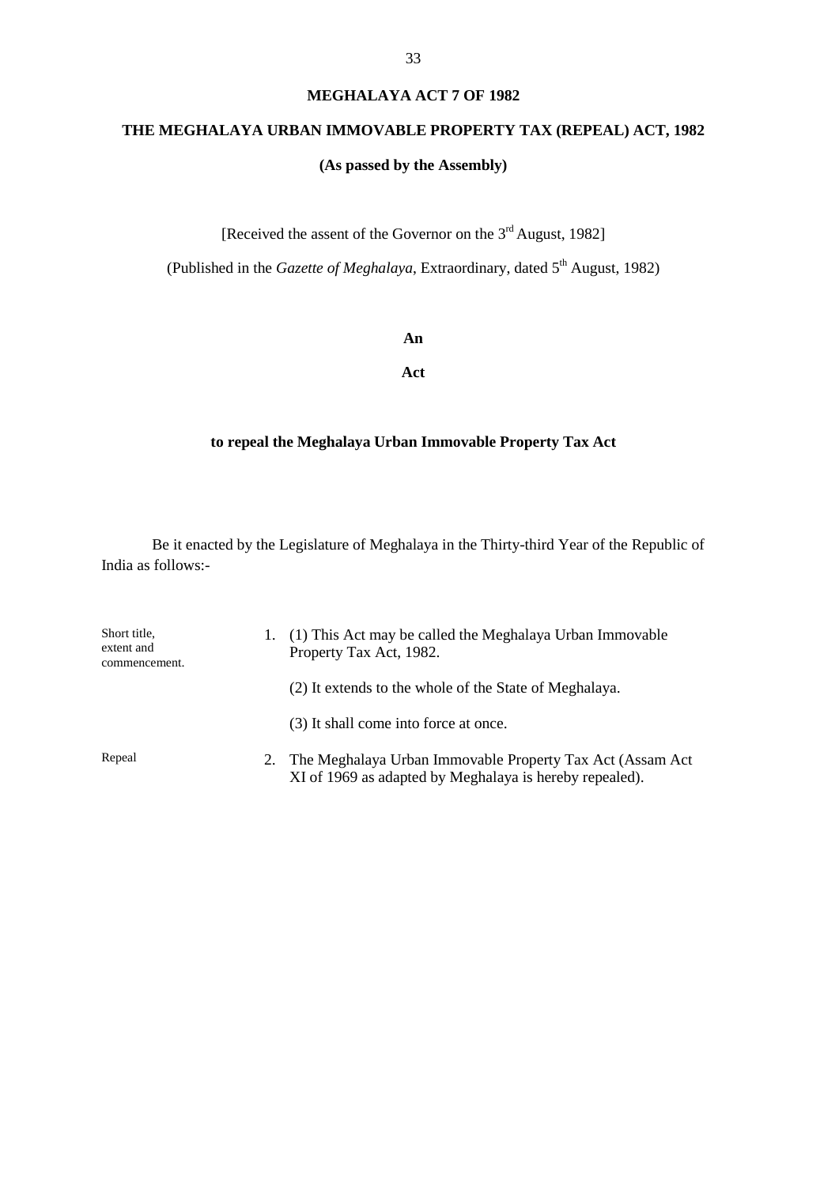**MEGHALAYA ACT 7 OF 1982**

**THE MEGHALAYA URBAN IMMOVABLE PROPERTY TAX (REPEAL) ACT, 1982**

**(As passed by the Assembly)**

[Received the assent of the Governor on the 3rd August, 1982]

(Published in the *Gazette of Meghalaya*, Extraordinary, dated 5th August, 1982)

**An**

**Act**

**to repeal the Meghalaya Urban Immovable Property Tax Act**

Be it enacted by the Legislature of Meghalaya in the Thirty-third Year of the Republic of India as follows:-

Short title, extent and commencement.

1. (1) This Act may be called the Meghalaya Urban Immovable Property Tax Act, 1982.

   (2) It extends to the whole of the State of Meghalaya.

   (3) It shall come into force at once.

Repeal

2. The Meghalaya Urban Immovable Property Tax Act (Assam Act XI of 1969 as adapted by Meghalaya is hereby repealed).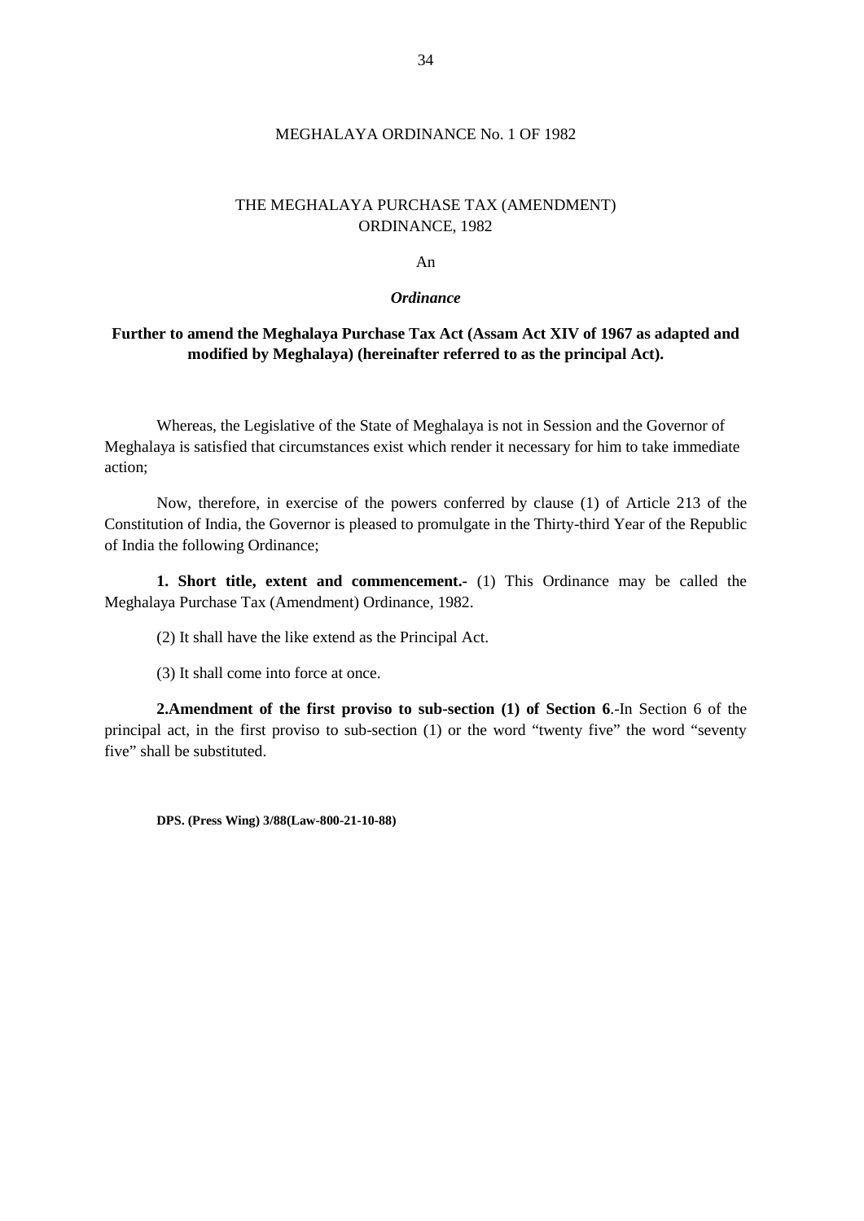MEGHALAYA ORDINANCE No. 1 OF 1982

THE MEGHALAYA PURCHASE TAX (AMENDMENT) ORDINANCE, 1982

An

***Ordinance***

**Further to amend the Meghalaya Purchase Tax Act (Assam Act XIV of 1967 as adapted and modified by Meghalaya) (hereinafter referred to as the principal Act).**

Whereas, the Legislative of the State of Meghalaya is not in Session and the Governor of Meghalaya is satisfied that circumstances exist which render it necessary for him to take immediate action;

Now, therefore, in exercise of the powers conferred by clause (1) of Article 213 of the Constitution of India, the Governor is pleased to promulgate in the Thirty-third Year of the Republic of India the following Ordinance;

**1. Short title, extent and commencement.-** (1) This Ordinance may be called the Meghalaya Purchase Tax (Amendment) Ordinance, 1982.

(2) It shall have the like extend as the Principal Act.

(3) It shall come into force at once.

**2.Amendment of the first proviso to sub-section (1) of Section 6**.-In Section 6 of the principal act, in the first proviso to sub-section (1) or the word "twenty five" the word "seventy five" shall be substituted.

**DPS. (Press Wing) 3/88(Law-800-21-10-88)**